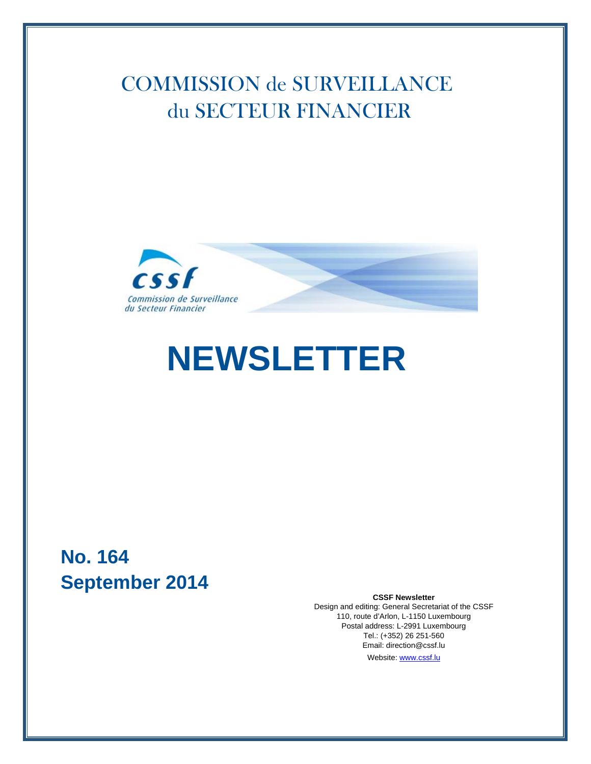# COMMISSION de SURVEILLANCE du SECTEUR FINANCIER

# NEWSLETTER

## No. 164
## September 2014

**CSSF Newsletter**
Design and editing: General Secretariat of the CSSF
110, route d'Arlon, L-1150 Luxembourg
Postal address: L-2991 Luxembourg
Tel.: (+352) 26 251-560
Email: direction@cssf.lu
Website: www.cssf.lu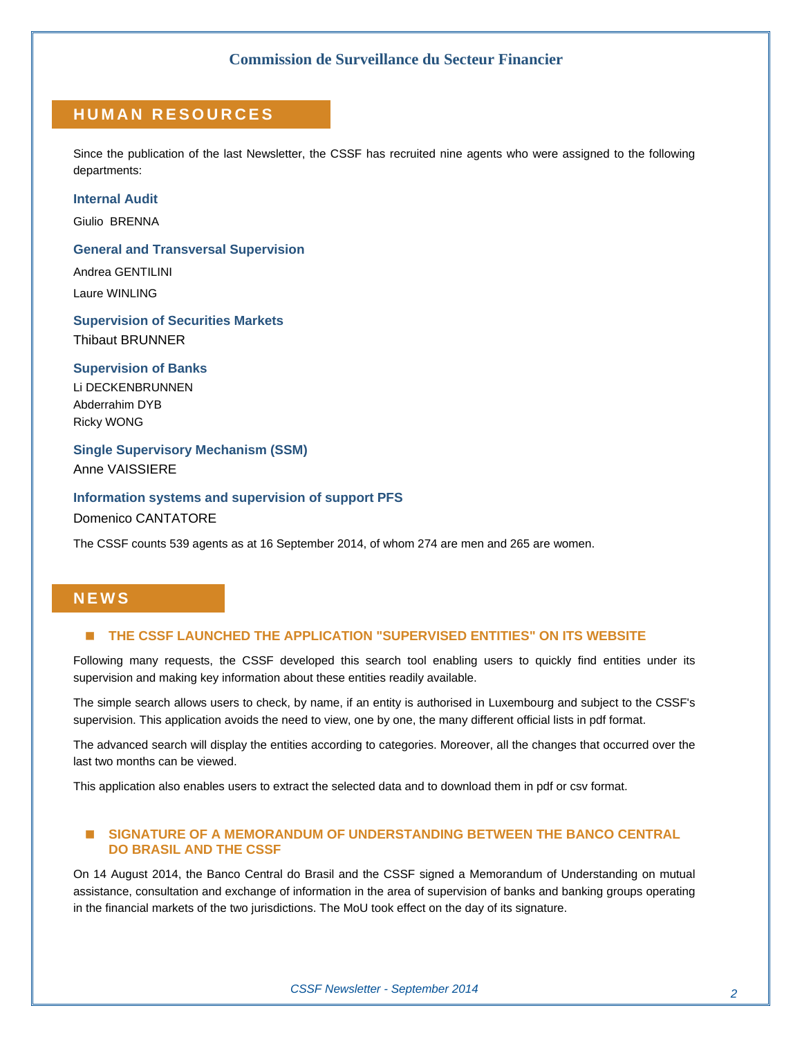## HUMAN RESOURCES

Since the publication of the last Newsletter, the CSSF has recruited nine agents who were assigned to the following departments:

### Internal Audit

Giulio BRENNA

### General and Transversal Supervision

Andrea GENTILINI

Laure WINLING

### Supervision of Securities Markets

Thibaut BRUNNER

### Supervision of Banks

Li DECKENBRUNNEN
Abderrahim DYB
Ricky WONG

### Single Supervisory Mechanism (SSM)

Anne VAISSIERE

### Information systems and supervision of support PFS

Domenico CANTATORE

The CSSF counts 539 agents as at 16 September 2014, of whom 274 are men and 265 are women.

## NEWS

### THE CSSF LAUNCHED THE APPLICATION "SUPERVISED ENTITIES" ON ITS WEBSITE

Following many requests, the CSSF developed this search tool enabling users to quickly find entities under its supervision and making key information about these entities readily available.

The simple search allows users to check, by name, if an entity is authorised in Luxembourg and subject to the CSSF's supervision. This application avoids the need to view, one by one, the many different official lists in pdf format.

The advanced search will display the entities according to categories. Moreover, all the changes that occurred over the last two months can be viewed.

This application also enables users to extract the selected data and to download them in pdf or csv format.

### SIGNATURE OF A MEMORANDUM OF UNDERSTANDING BETWEEN THE BANCO CENTRAL DO BRASIL AND THE CSSF

On 14 August 2014, the Banco Central do Brasil and the CSSF signed a Memorandum of Understanding on mutual assistance, consultation and exchange of information in the area of supervision of banks and banking groups operating in the financial markets of the two jurisdictions. The MoU took effect on the day of its signature.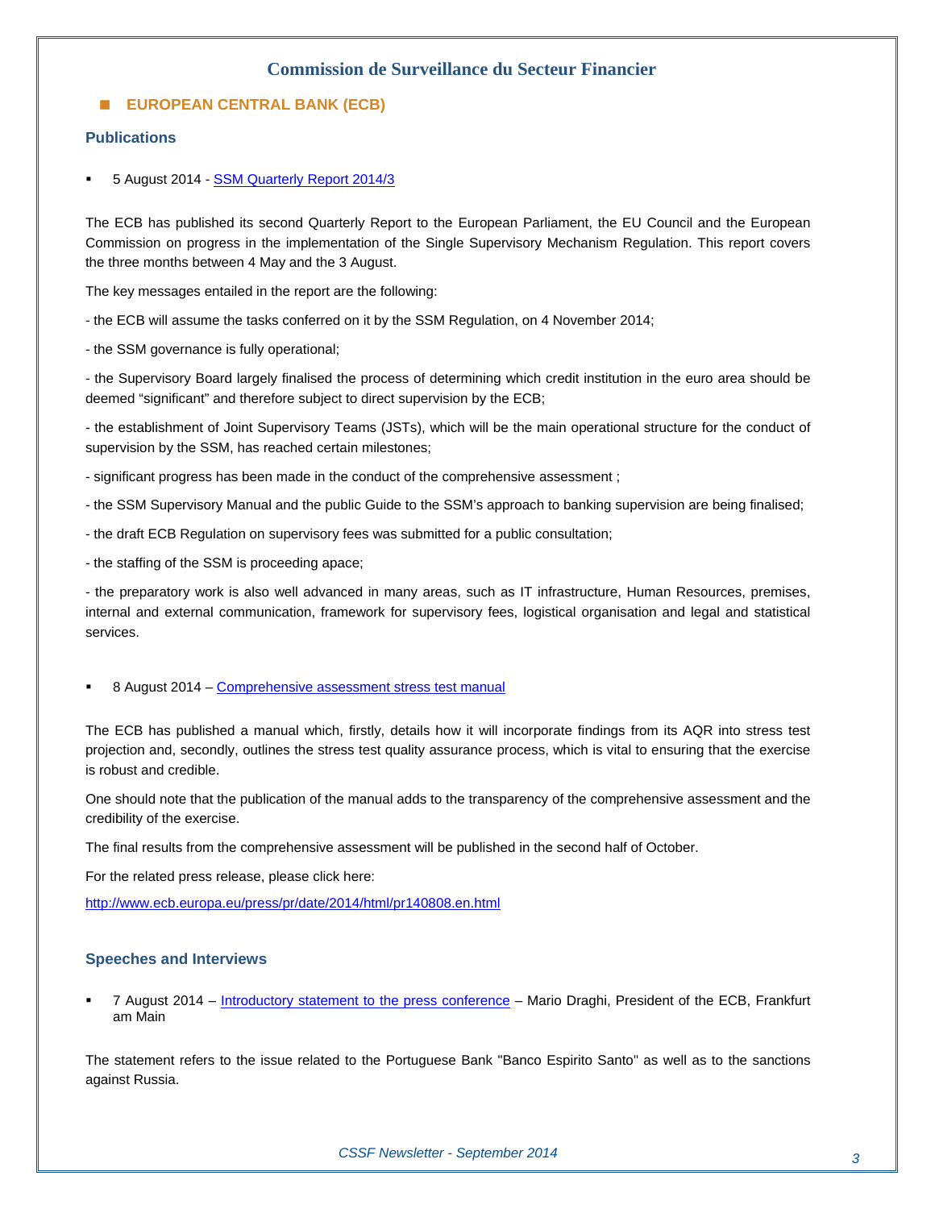## EUROPEAN CENTRAL BANK (ECB)

### Publications

- 5 August 2014 - SSM Quarterly Report 2014/3

The ECB has published its second Quarterly Report to the European Parliament, the EU Council and the European Commission on progress in the implementation of the Single Supervisory Mechanism Regulation. This report covers the three months between 4 May and the 3 August.

The key messages entailed in the report are the following:

- the ECB will assume the tasks conferred on it by the SSM Regulation, on 4 November 2014;

- the SSM governance is fully operational;

- the Supervisory Board largely finalised the process of determining which credit institution in the euro area should be deemed "significant" and therefore subject to direct supervision by the ECB;

- the establishment of Joint Supervisory Teams (JSTs), which will be the main operational structure for the conduct of supervision by the SSM, has reached certain milestones;

- significant progress has been made in the conduct of the comprehensive assessment ;

- the SSM Supervisory Manual and the public Guide to the SSM's approach to banking supervision are being finalised;

- the draft ECB Regulation on supervisory fees was submitted for a public consultation;

- the staffing of the SSM is proceeding apace;

- the preparatory work is also well advanced in many areas, such as IT infrastructure, Human Resources, premises, internal and external communication, framework for supervisory fees, logistical organisation and legal and statistical services.

- 8 August 2014 – Comprehensive assessment stress test manual

The ECB has published a manual which, firstly, details how it will incorporate findings from its AQR into stress test projection and, secondly, outlines the stress test quality assurance process, which is vital to ensuring that the exercise is robust and credible.

One should note that the publication of the manual adds to the transparency of the comprehensive assessment and the credibility of the exercise.

The final results from the comprehensive assessment will be published in the second half of October.

For the related press release, please click here:

http://www.ecb.europa.eu/press/pr/date/2014/html/pr140808.en.html

### Speeches and Interviews

- 7 August 2014 – Introductory statement to the press conference – Mario Draghi, President of the ECB, Frankfurt am Main

The statement refers to the issue related to the Portuguese Bank "Banco Espirito Santo" as well as to the sanctions against Russia.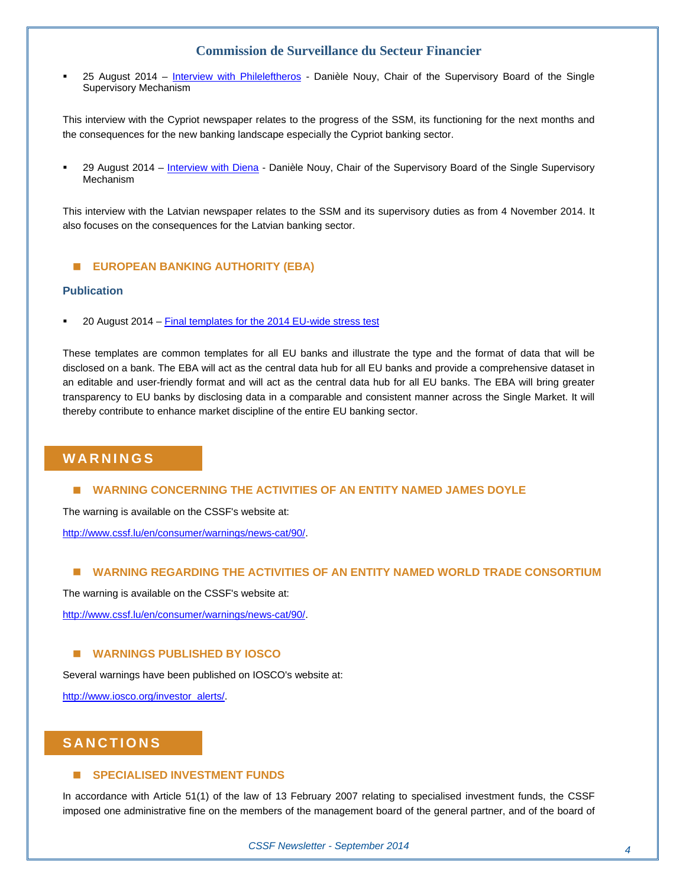- 25 August 2014 – [Interview with Phileleftheros](#) - Danièle Nouy, Chair of the Supervisory Board of the Single Supervisory Mechanism

This interview with the Cypriot newspaper relates to the progress of the SSM, its functioning for the next months and the consequences for the new banking landscape especially the Cypriot banking sector.

- 29 August 2014 – [Interview with Diena](#) - Danièle Nouy, Chair of the Supervisory Board of the Single Supervisory Mechanism

This interview with the Latvian newspaper relates to the SSM and its supervisory duties as from 4 November 2014. It also focuses on the consequences for the Latvian banking sector.

### EUROPEAN BANKING AUTHORITY (EBA)

#### Publication

- 20 August 2014 – [Final templates for the 2014 EU-wide stress test](#)

These templates are common templates for all EU banks and illustrate the type and the format of data that will be disclosed on a bank. The EBA will act as the central data hub for all EU banks and provide a comprehensive dataset in an editable and user-friendly format and will act as the central data hub for all EU banks. The EBA will bring greater transparency to EU banks by disclosing data in a comparable and consistent manner across the Single Market. It will thereby contribute to enhance market discipline of the entire EU banking sector.

## WARNINGS

### WARNING CONCERNING THE ACTIVITIES OF AN ENTITY NAMED JAMES DOYLE

The warning is available on the CSSF's website at:

http://www.cssf.lu/en/consumer/warnings/news-cat/90/.

### WARNING REGARDING THE ACTIVITIES OF AN ENTITY NAMED WORLD TRADE CONSORTIUM

The warning is available on the CSSF's website at:

http://www.cssf.lu/en/consumer/warnings/news-cat/90/.

### WARNINGS PUBLISHED BY IOSCO

Several warnings have been published on IOSCO's website at:

http://www.iosco.org/investor_alerts/.

## SANCTIONS

### SPECIALISED INVESTMENT FUNDS

In accordance with Article 51(1) of the law of 13 February 2007 relating to specialised investment funds, the CSSF imposed one administrative fine on the members of the management board of the general partner, and of the board of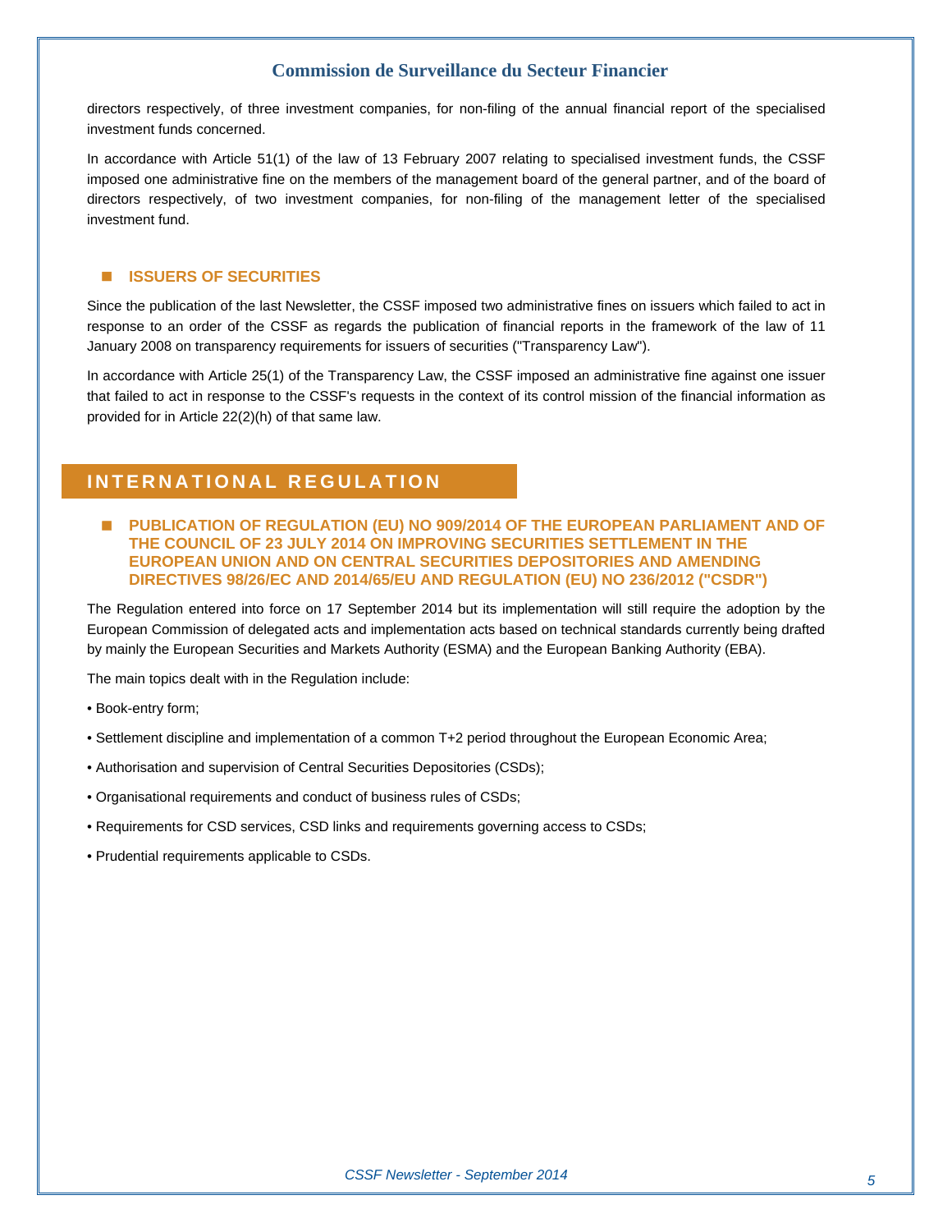directors respectively, of three investment companies, for non-filing of the annual financial report of the specialised investment funds concerned.

In accordance with Article 51(1) of the law of 13 February 2007 relating to specialised investment funds, the CSSF imposed one administrative fine on the members of the management board of the general partner, and of the board of directors respectively, of two investment companies, for non-filing of the management letter of the specialised investment fund.

### ISSUERS OF SECURITIES

Since the publication of the last Newsletter, the CSSF imposed two administrative fines on issuers which failed to act in response to an order of the CSSF as regards the publication of financial reports in the framework of the law of 11 January 2008 on transparency requirements for issuers of securities ("Transparency Law").

In accordance with Article 25(1) of the Transparency Law, the CSSF imposed an administrative fine against one issuer that failed to act in response to the CSSF's requests in the context of its control mission of the financial information as provided for in Article 22(2)(h) of that same law.

## INTERNATIONAL REGULATION

### PUBLICATION OF REGULATION (EU) NO 909/2014 OF THE EUROPEAN PARLIAMENT AND OF THE COUNCIL OF 23 JULY 2014 ON IMPROVING SECURITIES SETTLEMENT IN THE EUROPEAN UNION AND ON CENTRAL SECURITIES DEPOSITORIES AND AMENDING DIRECTIVES 98/26/EC AND 2014/65/EU AND REGULATION (EU) NO 236/2012 ("CSDR")

The Regulation entered into force on 17 September 2014 but its implementation will still require the adoption by the European Commission of delegated acts and implementation acts based on technical standards currently being drafted by mainly the European Securities and Markets Authority (ESMA) and the European Banking Authority (EBA).

The main topics dealt with in the Regulation include:

- Book-entry form;
- Settlement discipline and implementation of a common T+2 period throughout the European Economic Area;
- Authorisation and supervision of Central Securities Depositories (CSDs);
- Organisational requirements and conduct of business rules of CSDs;
- Requirements for CSD services, CSD links and requirements governing access to CSDs;
- Prudential requirements applicable to CSDs.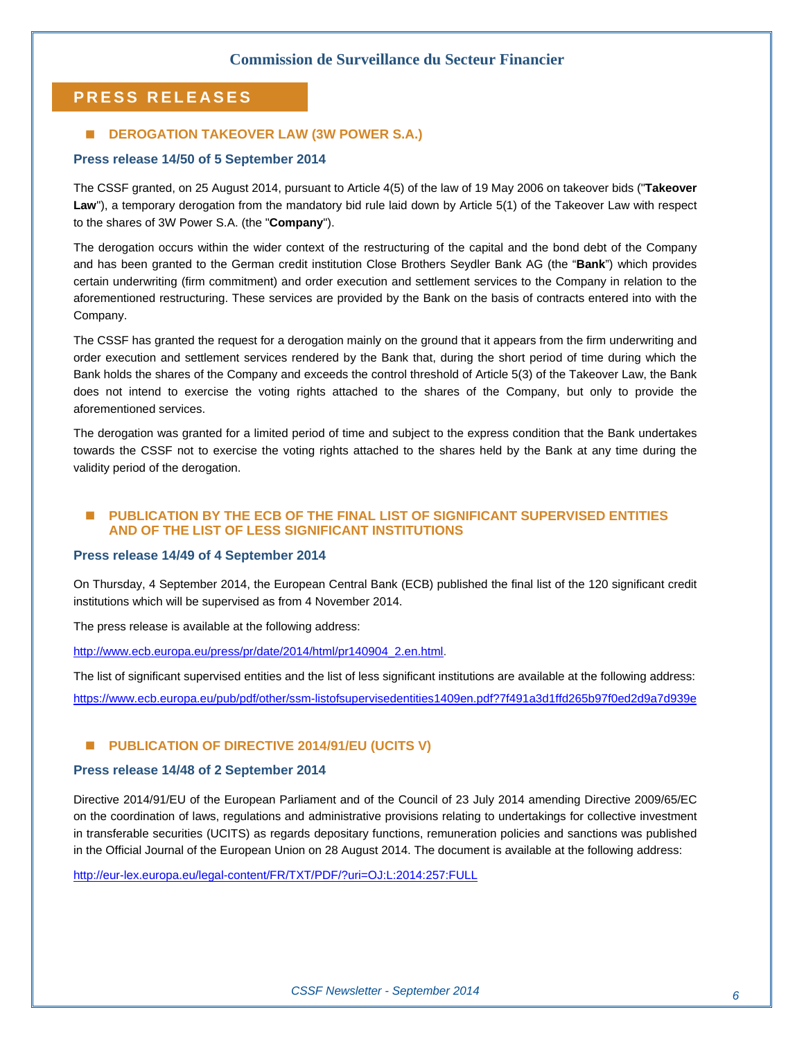## PRESS RELEASES

### DEROGATION TAKEOVER LAW (3W POWER S.A.)

**Press release 14/50 of 5 September 2014**

The CSSF granted, on 25 August 2014, pursuant to Article 4(5) of the law of 19 May 2006 on takeover bids ("**Takeover Law**"), a temporary derogation from the mandatory bid rule laid down by Article 5(1) of the Takeover Law with respect to the shares of 3W Power S.A. (the "**Company**").

The derogation occurs within the wider context of the restructuring of the capital and the bond debt of the Company and has been granted to the German credit institution Close Brothers Seydler Bank AG (the "**Bank**") which provides certain underwriting (firm commitment) and order execution and settlement services to the Company in relation to the aforementioned restructuring. These services are provided by the Bank on the basis of contracts entered into with the Company.

The CSSF has granted the request for a derogation mainly on the ground that it appears from the firm underwriting and order execution and settlement services rendered by the Bank that, during the short period of time during which the Bank holds the shares of the Company and exceeds the control threshold of Article 5(3) of the Takeover Law, the Bank does not intend to exercise the voting rights attached to the shares of the Company, but only to provide the aforementioned services.

The derogation was granted for a limited period of time and subject to the express condition that the Bank undertakes towards the CSSF not to exercise the voting rights attached to the shares held by the Bank at any time during the validity period of the derogation.

### PUBLICATION BY THE ECB OF THE FINAL LIST OF SIGNIFICANT SUPERVISED ENTITIES AND OF THE LIST OF LESS SIGNIFICANT INSTITUTIONS

**Press release 14/49 of 4 September 2014**

On Thursday, 4 September 2014, the European Central Bank (ECB) published the final list of the 120 significant credit institutions which will be supervised as from 4 November 2014.

The press release is available at the following address:

http://www.ecb.europa.eu/press/pr/date/2014/html/pr140904_2.en.html.

The list of significant supervised entities and the list of less significant institutions are available at the following address:

https://www.ecb.europa.eu/pub/pdf/other/ssm-listofsupervisedentities1409en.pdf?7f491a3d1ffd265b97f0ed2d9a7d939e

### PUBLICATION OF DIRECTIVE 2014/91/EU (UCITS V)

**Press release 14/48 of 2 September 2014**

Directive 2014/91/EU of the European Parliament and of the Council of 23 July 2014 amending Directive 2009/65/EC on the coordination of laws, regulations and administrative provisions relating to undertakings for collective investment in transferable securities (UCITS) as regards depositary functions, remuneration policies and sanctions was published in the Official Journal of the European Union on 28 August 2014. The document is available at the following address:

http://eur-lex.europa.eu/legal-content/FR/TXT/PDF/?uri=OJ:L:2014:257:FULL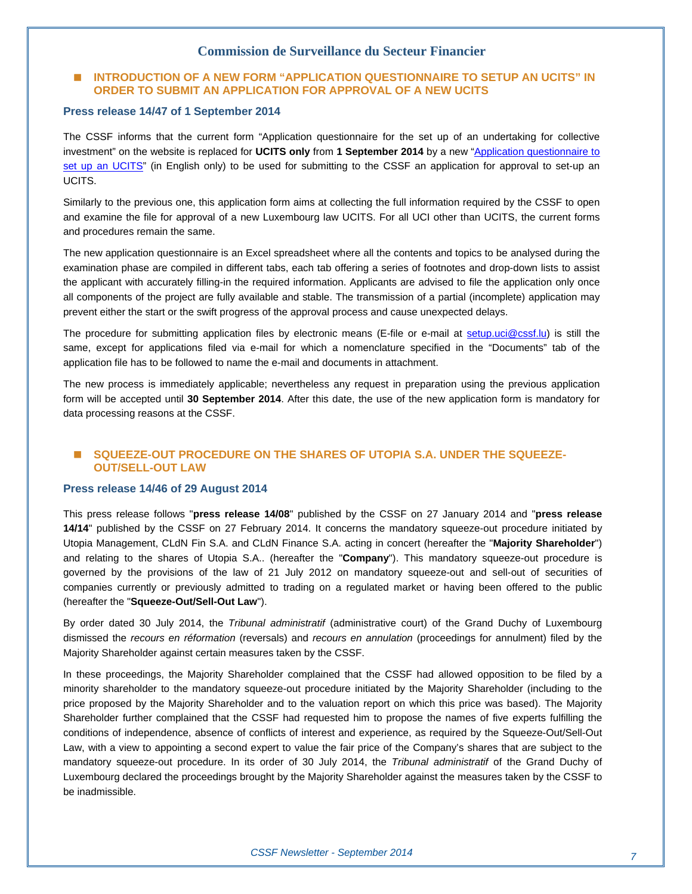## INTRODUCTION OF A NEW FORM "APPLICATION QUESTIONNAIRE TO SETUP AN UCITS" IN ORDER TO SUBMIT AN APPLICATION FOR APPROVAL OF A NEW UCITS

### Press release 14/47 of 1 September 2014

The CSSF informs that the current form "Application questionnaire for the set up of an undertaking for collective investment" on the website is replaced for **UCITS only** from **1 September 2014** by a new "Application questionnaire to set up an UCITS" (in English only) to be used for submitting to the CSSF an application for approval to set-up an UCITS.

Similarly to the previous one, this application form aims at collecting the full information required by the CSSF to open and examine the file for approval of a new Luxembourg law UCITS. For all UCI other than UCITS, the current forms and procedures remain the same.

The new application questionnaire is an Excel spreadsheet where all the contents and topics to be analysed during the examination phase are compiled in different tabs, each tab offering a series of footnotes and drop-down lists to assist the applicant with accurately filling-in the required information. Applicants are advised to file the application only once all components of the project are fully available and stable. The transmission of a partial (incomplete) application may prevent either the start or the swift progress of the approval process and cause unexpected delays.

The procedure for submitting application files by electronic means (E-file or e-mail at setup.uci@cssf.lu) is still the same, except for applications filed via e-mail for which a nomenclature specified in the "Documents" tab of the application file has to be followed to name the e-mail and documents in attachment.

The new process is immediately applicable; nevertheless any request in preparation using the previous application form will be accepted until **30 September 2014**. After this date, the use of the new application form is mandatory for data processing reasons at the CSSF.

## SQUEEZE-OUT PROCEDURE ON THE SHARES OF UTOPIA S.A. UNDER THE SQUEEZE-OUT/SELL-OUT LAW

### Press release 14/46 of 29 August 2014

This press release follows "**press release 14/08**" published by the CSSF on 27 January 2014 and "**press release 14/14**" published by the CSSF on 27 February 2014. It concerns the mandatory squeeze-out procedure initiated by Utopia Management, CLdN Fin S.A. and CLdN Finance S.A. acting in concert (hereafter the "**Majority Shareholder**") and relating to the shares of Utopia S.A.. (hereafter the "**Company**"). This mandatory squeeze-out procedure is governed by the provisions of the law of 21 July 2012 on mandatory squeeze-out and sell-out of securities of companies currently or previously admitted to trading on a regulated market or having been offered to the public (hereafter the "**Squeeze-Out/Sell-Out Law**").

By order dated 30 July 2014, the *Tribunal administratif* (administrative court) of the Grand Duchy of Luxembourg dismissed the *recours en réformation* (reversals) and *recours en annulation* (proceedings for annulment) filed by the Majority Shareholder against certain measures taken by the CSSF.

In these proceedings, the Majority Shareholder complained that the CSSF had allowed opposition to be filed by a minority shareholder to the mandatory squeeze-out procedure initiated by the Majority Shareholder (including to the price proposed by the Majority Shareholder and to the valuation report on which this price was based). The Majority Shareholder further complained that the CSSF had requested him to propose the names of five experts fulfilling the conditions of independence, absence of conflicts of interest and experience, as required by the Squeeze-Out/Sell-Out Law, with a view to appointing a second expert to value the fair price of the Company's shares that are subject to the mandatory squeeze-out procedure. In its order of 30 July 2014, the *Tribunal administratif* of the Grand Duchy of Luxembourg declared the proceedings brought by the Majority Shareholder against the measures taken by the CSSF to be inadmissible.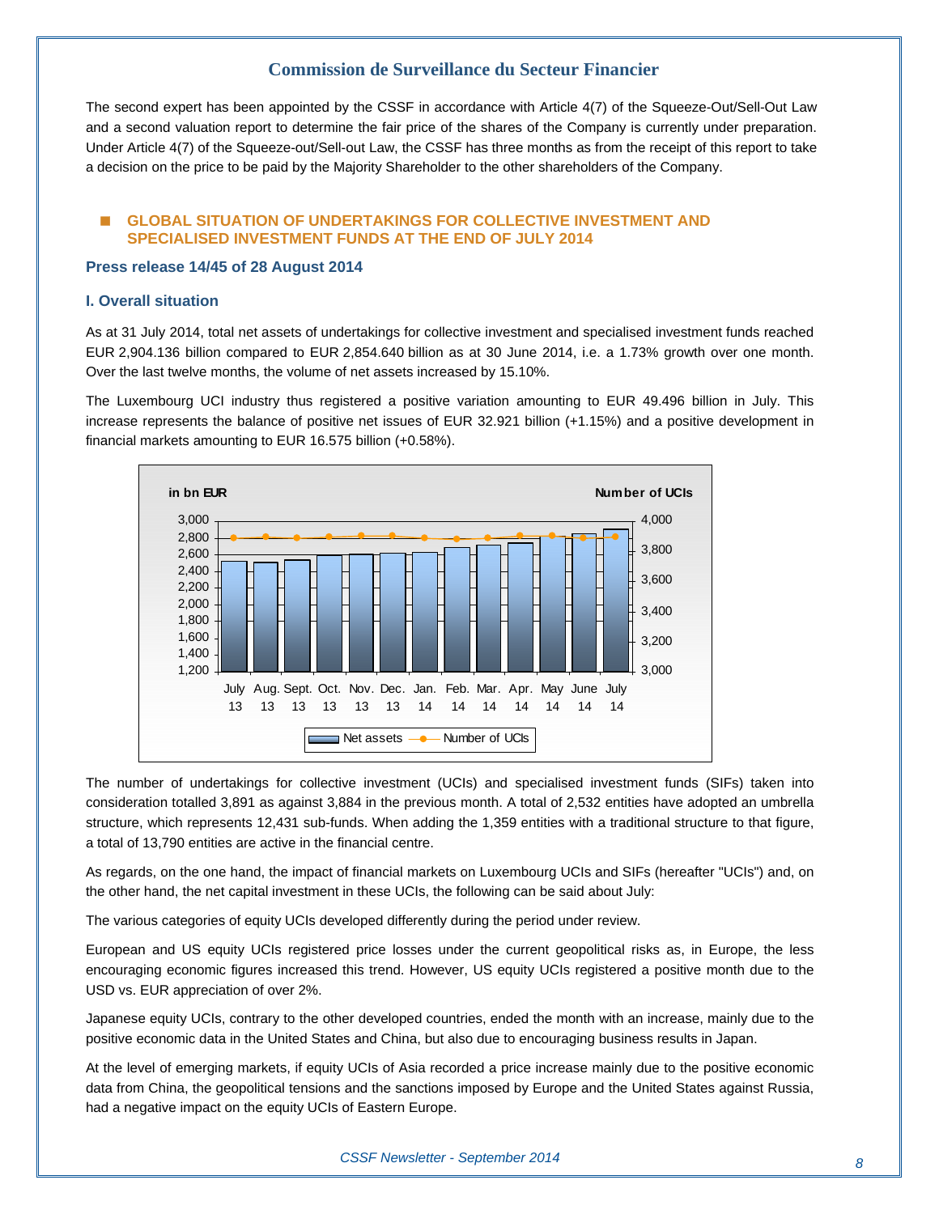The second expert has been appointed by the CSSF in accordance with Article 4(7) of the Squeeze-Out/Sell-Out Law and a second valuation report to determine the fair price of the shares of the Company is currently under preparation. Under Article 4(7) of the Squeeze-out/Sell-out Law, the CSSF has three months as from the receipt of this report to take a decision on the price to be paid by the Majority Shareholder to the other shareholders of the Company.

## GLOBAL SITUATION OF UNDERTAKINGS FOR COLLECTIVE INVESTMENT AND SPECIALISED INVESTMENT FUNDS AT THE END OF JULY 2014

### Press release 14/45 of 28 August 2014

### I. Overall situation

As at 31 July 2014, total net assets of undertakings for collective investment and specialised investment funds reached EUR 2,904.136 billion compared to EUR 2,854.640 billion as at 30 June 2014, i.e. a 1.73% growth over one month. Over the last twelve months, the volume of net assets increased by 15.10%.

The Luxembourg UCI industry thus registered a positive variation amounting to EUR 49.496 billion in July. This increase represents the balance of positive net issues of EUR 32.921 billion (+1.15%) and a positive development in financial markets amounting to EUR 16.575 billion (+0.58%).

The number of undertakings for collective investment (UCIs) and specialised investment funds (SIFs) taken into consideration totalled 3,891 as against 3,884 in the previous month. A total of 2,532 entities have adopted an umbrella structure, which represents 12,431 sub-funds. When adding the 1,359 entities with a traditional structure to that figure, a total of 13,790 entities are active in the financial centre.

As regards, on the one hand, the impact of financial markets on Luxembourg UCIs and SIFs (hereafter "UCIs") and, on the other hand, the net capital investment in these UCIs, the following can be said about July:

The various categories of equity UCIs developed differently during the period under review.

European and US equity UCIs registered price losses under the current geopolitical risks as, in Europe, the less encouraging economic figures increased this trend. However, US equity UCIs registered a positive month due to the USD vs. EUR appreciation of over 2%.

Japanese equity UCIs, contrary to the other developed countries, ended the month with an increase, mainly due to the positive economic data in the United States and China, but also due to encouraging business results in Japan.

At the level of emerging markets, if equity UCIs of Asia recorded a price increase mainly due to the positive economic data from China, the geopolitical tensions and the sanctions imposed by Europe and the United States against Russia, had a negative impact on the equity UCIs of Eastern Europe.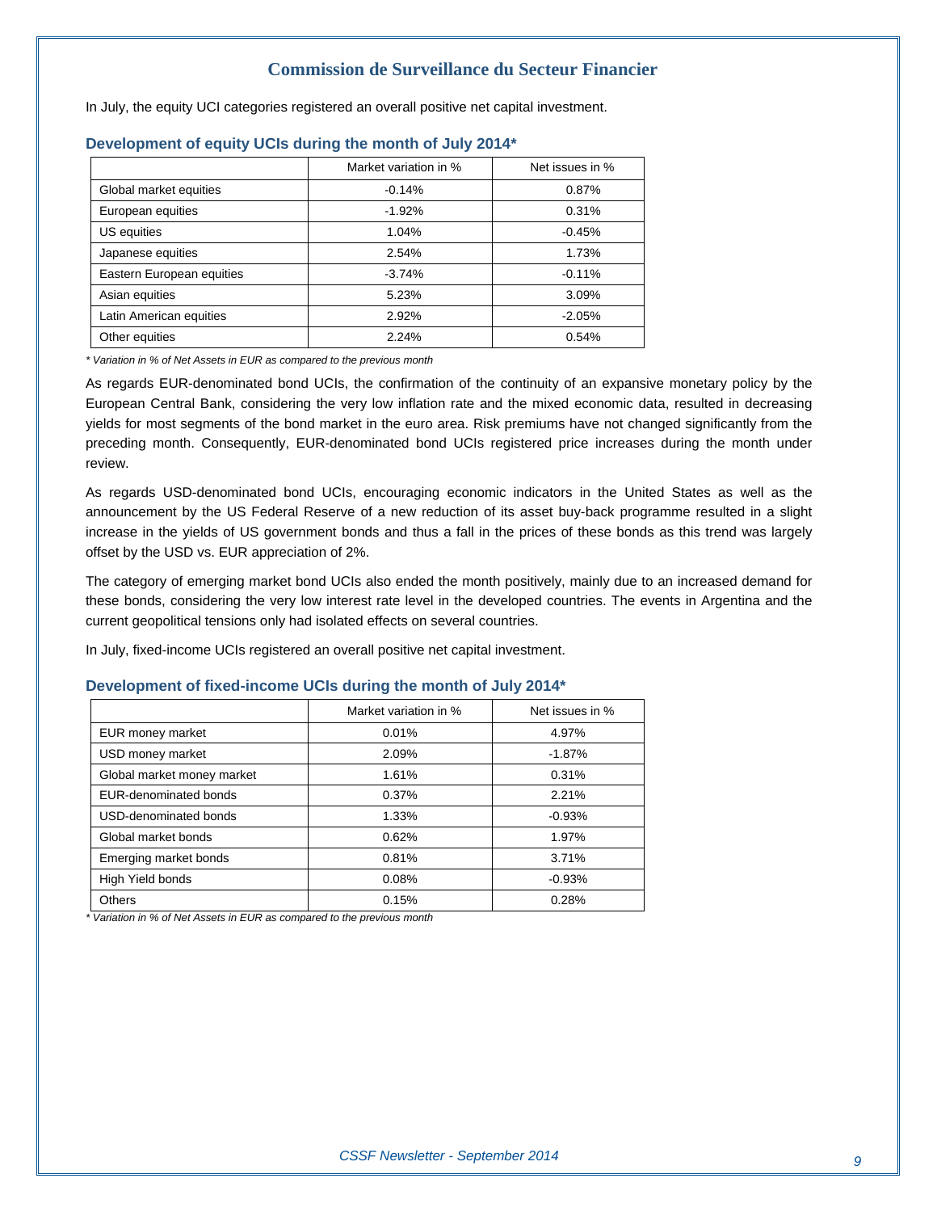In July, the equity UCI categories registered an overall positive net capital investment.

### Development of equity UCIs during the month of July 2014*

| | Market variation in % | Net issues in % |
|---|---|---|
| Global market equities | -0.14% | 0.87% |
| European equities | -1.92% | 0.31% |
| US equities | 1.04% | -0.45% |
| Japanese equities | 2.54% | 1.73% |
| Eastern European equities | -3.74% | -0.11% |
| Asian equities | 5.23% | 3.09% |
| Latin American equities | 2.92% | -2.05% |
| Other equities | 2.24% | 0.54% |

*\* Variation in % of Net Assets in EUR as compared to the previous month*

As regards EUR-denominated bond UCIs, the confirmation of the continuity of an expansive monetary policy by the European Central Bank, considering the very low inflation rate and the mixed economic data, resulted in decreasing yields for most segments of the bond market in the euro area. Risk premiums have not changed significantly from the preceding month. Consequently, EUR-denominated bond UCIs registered price increases during the month under review.

As regards USD-denominated bond UCIs, encouraging economic indicators in the United States as well as the announcement by the US Federal Reserve of a new reduction of its asset buy-back programme resulted in a slight increase in the yields of US government bonds and thus a fall in the prices of these bonds as this trend was largely offset by the USD vs. EUR appreciation of 2%.

The category of emerging market bond UCIs also ended the month positively, mainly due to an increased demand for these bonds, considering the very low interest rate level in the developed countries. The events in Argentina and the current geopolitical tensions only had isolated effects on several countries.

In July, fixed-income UCIs registered an overall positive net capital investment.

### Development of fixed-income UCIs during the month of July 2014*

| | Market variation in % | Net issues in % |
|---|---|---|
| EUR money market | 0.01% | 4.97% |
| USD money market | 2.09% | -1.87% |
| Global market money market | 1.61% | 0.31% |
| EUR-denominated bonds | 0.37% | 2.21% |
| USD-denominated bonds | 1.33% | -0.93% |
| Global market bonds | 0.62% | 1.97% |
| Emerging market bonds | 0.81% | 3.71% |
| High Yield bonds | 0.08% | -0.93% |
| Others | 0.15% | 0.28% |

*\* Variation in % of Net Assets in EUR as compared to the previous month*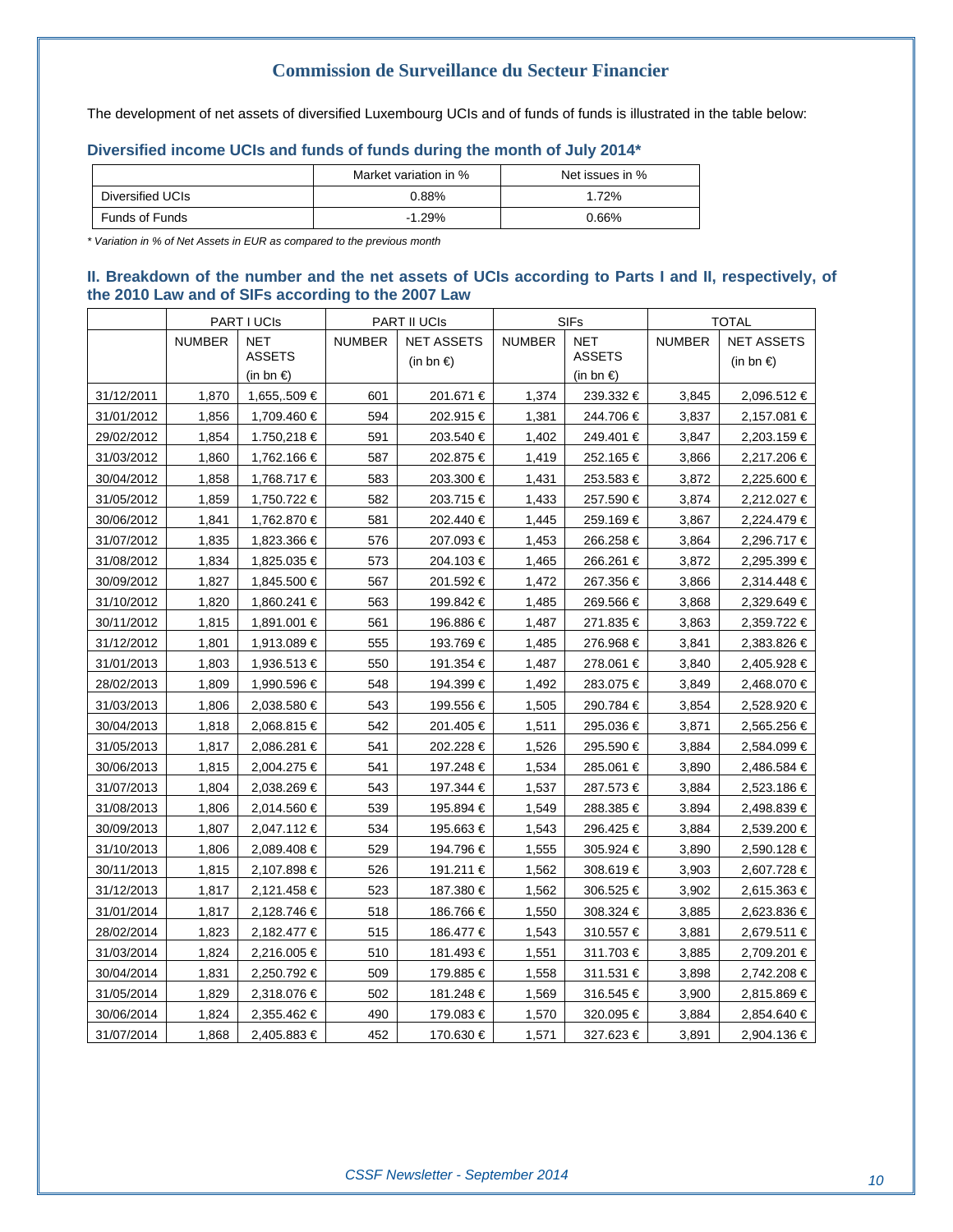## Commission de Surveillance du Secteur Financier

The development of net assets of diversified Luxembourg UCIs and of funds of funds is illustrated in the table below:

### Diversified income UCIs and funds of funds during the month of July 2014*

| | Market variation in % | Net issues in % |
|---|---|---|
| Diversified UCIs | 0.88% | 1.72% |
| Funds of Funds | -1.29% | 0.66% |

*\* Variation in % of Net Assets in EUR as compared to the previous month*

### II. Breakdown of the number and the net assets of UCIs according to Parts I and II, respectively, of the 2010 Law and of SIFs according to the 2007 Law

| | PART I UCIs | | PART II UCIs | | SIFs | | TOTAL | |
|---|---|---|---|---|---|---|---|---|
| | NUMBER | NET ASSETS (in bn €) | NUMBER | NET ASSETS (in bn €) | NUMBER | NET ASSETS (in bn €) | NUMBER | NET ASSETS (in bn €) |
| 31/12/2011 | 1,870 | 1,655,.509 € | 601 | 201.671 € | 1,374 | 239.332 € | 3,845 | 2,096.512 € |
| 31/01/2012 | 1,856 | 1,709.460 € | 594 | 202.915 € | 1,381 | 244.706 € | 3,837 | 2,157.081 € |
| 29/02/2012 | 1,854 | 1.750,218 € | 591 | 203.540 € | 1,402 | 249.401 € | 3,847 | 2,203.159 € |
| 31/03/2012 | 1,860 | 1,762.166 € | 587 | 202.875 € | 1,419 | 252.165 € | 3,866 | 2,217.206 € |
| 30/04/2012 | 1,858 | 1,768.717 € | 583 | 203.300 € | 1,431 | 253.583 € | 3,872 | 2,225.600 € |
| 31/05/2012 | 1,859 | 1,750.722 € | 582 | 203.715 € | 1,433 | 257.590 € | 3,874 | 2,212.027 € |
| 30/06/2012 | 1,841 | 1,762.870 € | 581 | 202.440 € | 1,445 | 259.169 € | 3,867 | 2,224.479 € |
| 31/07/2012 | 1,835 | 1,823.366 € | 576 | 207.093 € | 1,453 | 266.258 € | 3,864 | 2,296.717 € |
| 31/08/2012 | 1,834 | 1,825.035 € | 573 | 204.103 € | 1,465 | 266.261 € | 3,872 | 2,295.399 € |
| 30/09/2012 | 1,827 | 1,845.500 € | 567 | 201.592 € | 1,472 | 267.356 € | 3,866 | 2,314.448 € |
| 31/10/2012 | 1,820 | 1,860.241 € | 563 | 199.842 € | 1,485 | 269.566 € | 3,868 | 2,329.649 € |
| 30/11/2012 | 1,815 | 1,891.001 € | 561 | 196.886 € | 1,487 | 271.835 € | 3,863 | 2,359.722 € |
| 31/12/2012 | 1,801 | 1,913.089 € | 555 | 193.769 € | 1,485 | 276.968 € | 3,841 | 2,383.826 € |
| 31/01/2013 | 1,803 | 1,936.513 € | 550 | 191.354 € | 1,487 | 278.061 € | 3,840 | 2,405.928 € |
| 28/02/2013 | 1,809 | 1,990.596 € | 548 | 194.399 € | 1,492 | 283.075 € | 3,849 | 2,468.070 € |
| 31/03/2013 | 1,806 | 2,038.580 € | 543 | 199.556 € | 1,505 | 290.784 € | 3,854 | 2,528.920 € |
| 30/04/2013 | 1,818 | 2,068.815 € | 542 | 201.405 € | 1,511 | 295.036 € | 3,871 | 2,565.256 € |
| 31/05/2013 | 1,817 | 2,086.281 € | 541 | 202.228 € | 1,526 | 295.590 € | 3,884 | 2,584.099 € |
| 30/06/2013 | 1,815 | 2,004.275 € | 541 | 197.248 € | 1,534 | 285.061 € | 3,890 | 2,486.584 € |
| 31/07/2013 | 1,804 | 2,038.269 € | 543 | 197.344 € | 1,537 | 287.573 € | 3,884 | 2,523.186 € |
| 31/08/2013 | 1,806 | 2,014.560 € | 539 | 195.894 € | 1,549 | 288.385 € | 3.894 | 2,498.839 € |
| 30/09/2013 | 1,807 | 2,047.112 € | 534 | 195.663 € | 1,543 | 296.425 € | 3,884 | 2,539.200 € |
| 31/10/2013 | 1,806 | 2,089.408 € | 529 | 194.796 € | 1,555 | 305.924 € | 3,890 | 2,590.128 € |
| 30/11/2013 | 1,815 | 2,107.898 € | 526 | 191.211 € | 1,562 | 308.619 € | 3,903 | 2,607.728 € |
| 31/12/2013 | 1,817 | 2,121.458 € | 523 | 187.380 € | 1,562 | 306.525 € | 3,902 | 2,615.363 € |
| 31/01/2014 | 1,817 | 2,128.746 € | 518 | 186.766 € | 1,550 | 308.324 € | 3,885 | 2,623.836 € |
| 28/02/2014 | 1,823 | 2,182.477 € | 515 | 186.477 € | 1,543 | 310.557 € | 3,881 | 2,679.511 € |
| 31/03/2014 | 1,824 | 2,216.005 € | 510 | 181.493 € | 1,551 | 311.703 € | 3,885 | 2,709.201 € |
| 30/04/2014 | 1,831 | 2,250.792 € | 509 | 179.885 € | 1,558 | 311.531 € | 3,898 | 2,742.208 € |
| 31/05/2014 | 1,829 | 2,318.076 € | 502 | 181.248 € | 1,569 | 316.545 € | 3,900 | 2,815.869 € |
| 30/06/2014 | 1,824 | 2,355.462 € | 490 | 179.083 € | 1,570 | 320.095 € | 3,884 | 2,854.640 € |
| 31/07/2014 | 1,868 | 2,405.883 € | 452 | 170.630 € | 1,571 | 327.623 € | 3,891 | 2,904.136 € |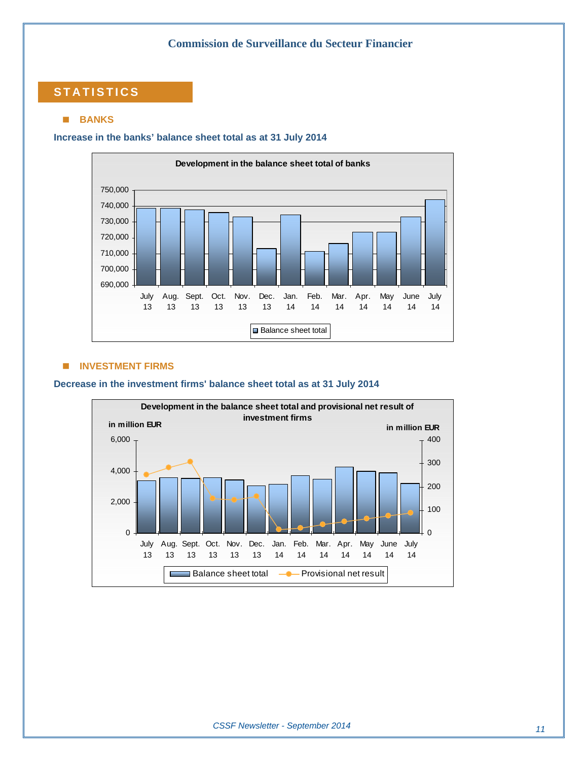## STATISTICS

### BANKS

**Increase in the banks' balance sheet total as as at 31 July 2014**

### INVESTMENT FIRMS

**Decrease in the investment firms' balance sheet total as at 31 July 2014**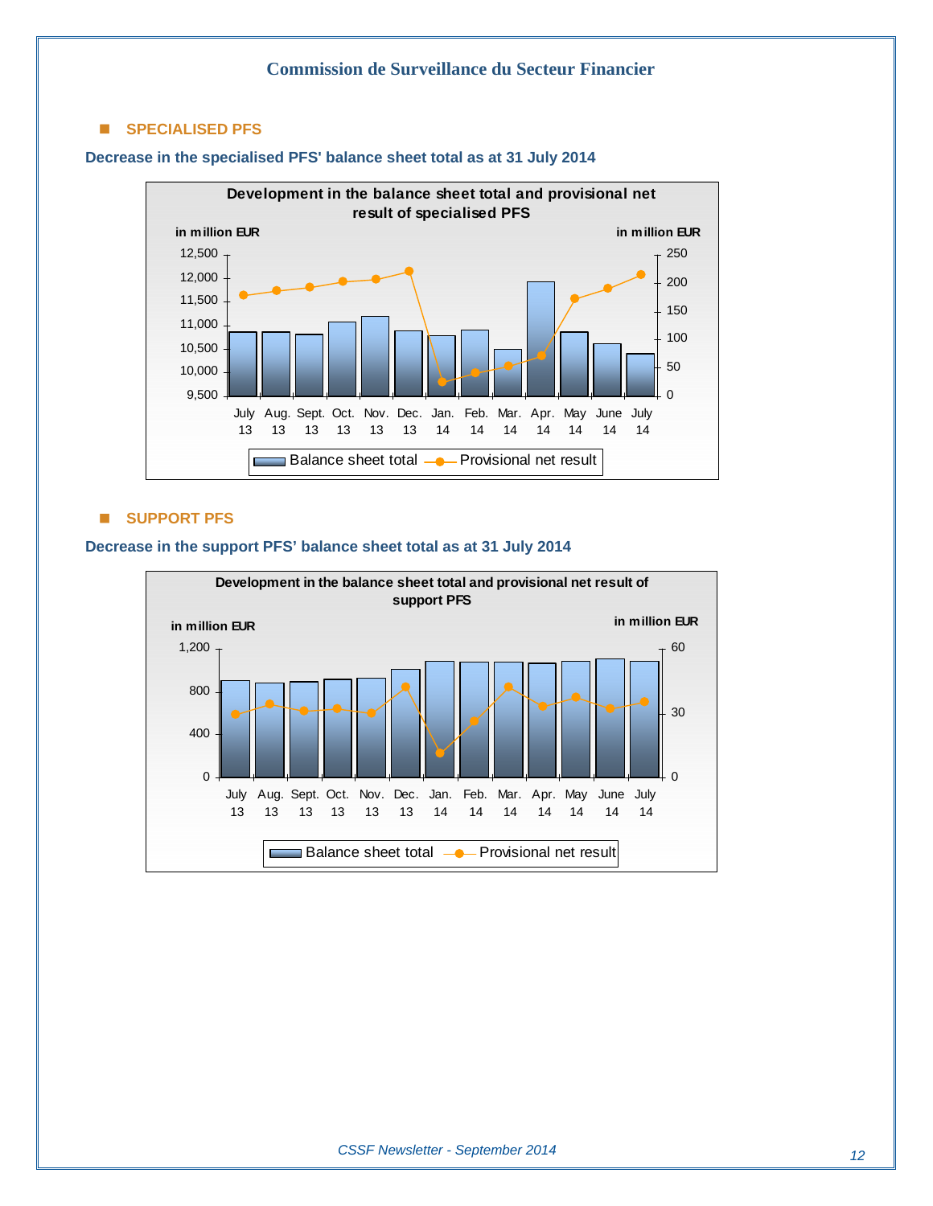## SPECIALISED PFS

**Decrease in the specialised PFS' balance sheet total as at 31 July 2014**

**Development in the balance sheet total and provisional net result of specialised PFS**

## SUPPORT PFS

**Decrease in the support PFS' balance sheet total as at 31 July 2014**

**Development in the balance sheet total and provisional net result of support PFS**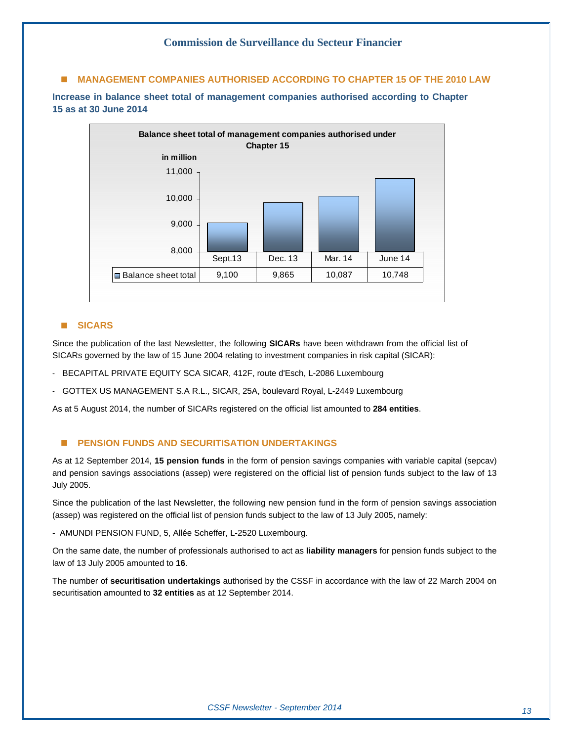## MANAGEMENT COMPANIES AUTHORISED ACCORDING TO CHAPTER 15 OF THE 2010 LAW

**Increase in balance sheet total of management companies authorised according to Chapter 15 as at 30 June 2014**

**Balance sheet total of management companies authorised under Chapter 15**

in million

| | Sept.13 | Dec. 13 | Mar. 14 | June 14 |
|---|---|---|---|---|
| Balance sheet total | 9,100 | 9,865 | 10,087 | 10,748 |

## SICARS

Since the publication of the last Newsletter, the following **SICARs** have been withdrawn from the official list of SICARs governed by the law of 15 June 2004 relating to investment companies in risk capital (SICAR):

- BECAPITAL PRIVATE EQUITY SCA SICAR, 412F, route d'Esch, L-2086 Luxembourg
- GOTTEX US MANAGEMENT S.A R.L., SICAR, 25A, boulevard Royal, L-2449 Luxembourg

As at 5 August 2014, the number of SICARs registered on the official list amounted to **284 entities**.

## PENSION FUNDS AND SECURITISATION UNDERTAKINGS

As at 12 September 2014, **15 pension funds** in the form of pension savings companies with variable capital (sepcav) and pension savings associations (assep) were registered on the official list of pension funds subject to the law of 13 July 2005.

Since the publication of the last Newsletter, the following new pension fund in the form of pension savings association (assep) was registered on the official list of pension funds subject to the law of 13 July 2005, namely:

- AMUNDI PENSION FUND, 5, Allée Scheffer, L-2520 Luxembourg.

On the same date, the number of professionals authorised to act as **liability managers** for pension funds subject to the law of 13 July 2005 amounted to **16**.

The number of **securitisation undertakings** authorised by the CSSF in accordance with the law of 22 March 2004 on securitisation amounted to **32 entities** as at 12 September 2014.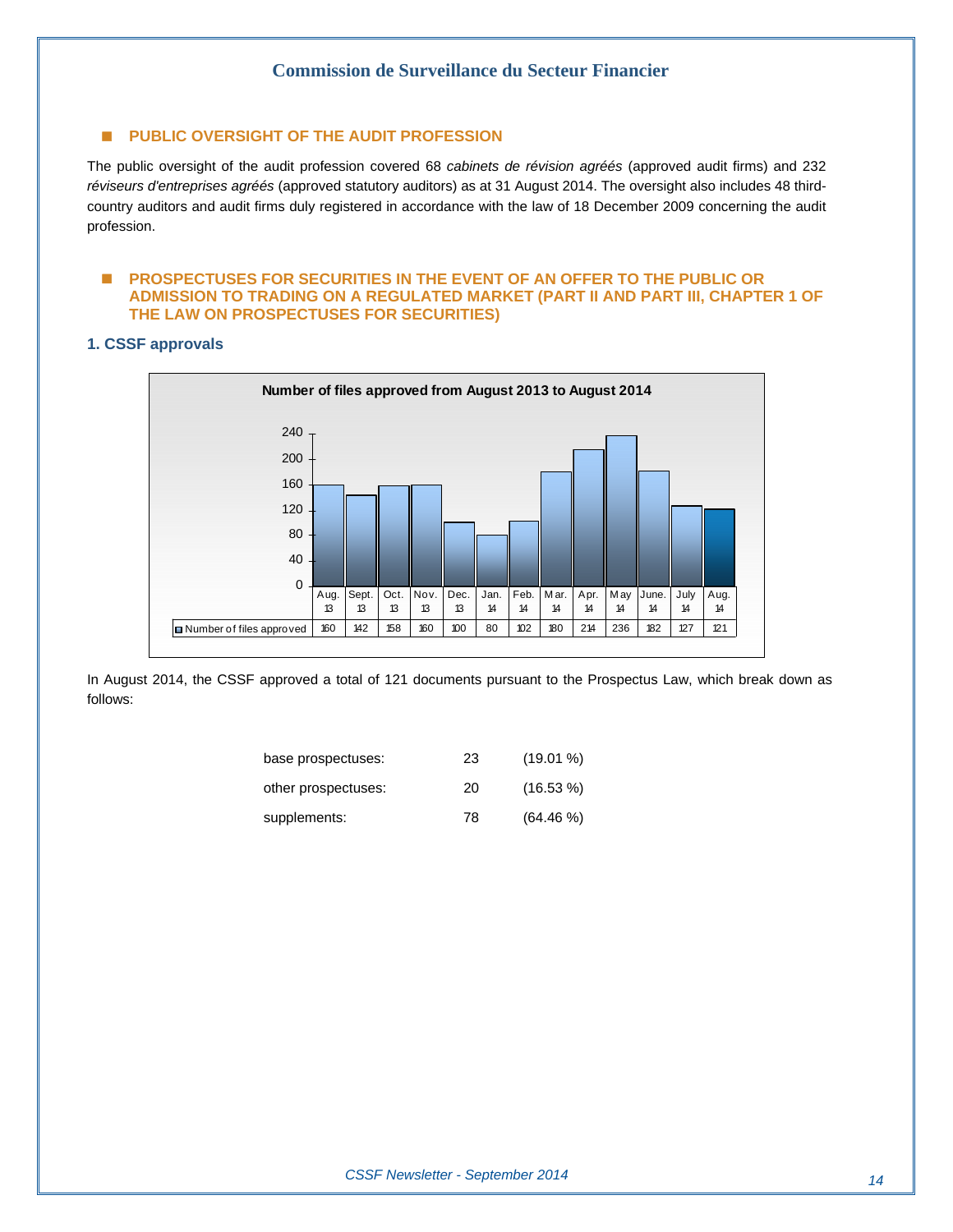## PUBLIC OVERSIGHT OF THE AUDIT PROFESSION

The public oversight of the audit profession covered 68 *cabinets de révision agréés* (approved audit firms) and 232 *réviseurs d'entreprises agréés* (approved statutory auditors) as at 31 August 2014. The oversight also includes 48 third-country auditors and audit firms duly registered in accordance with the law of 18 December 2009 concerning the audit profession.

## PROSPECTUSES FOR SECURITIES IN THE EVENT OF AN OFFER TO THE PUBLIC OR ADMISSION TO TRADING ON A REGULATED MARKET (PART II AND PART III, CHAPTER 1 OF THE LAW ON PROSPECTUSES FOR SECURITIES)

### 1. CSSF approvals

**Number of files approved from August 2013 to August 2014**

| | Aug. 13 | Sept. 13 | Oct. 13 | Nov. 13 | Dec. 13 | Jan. 14 | Feb. 14 | Mar. 14 | Apr. 14 | May 14 | June. 14 | July 14 | Aug. 14 |
|---|---|---|---|---|---|---|---|---|---|---|---|---|---|
| Number of files approved | 160 | 142 | 158 | 160 | 100 | 80 | 102 | 180 | 214 | 236 | 182 | 127 | 121 |

In August 2014, the CSSF approved a total of 121 documents pursuant to the Prospectus Law, which break down as follows:

| | | |
|---|---|---|
| base prospectuses: | 23 | (19.01 %) |
| other prospectuses: | 20 | (16.53 %) |
| supplements: | 78 | (64.46 %) |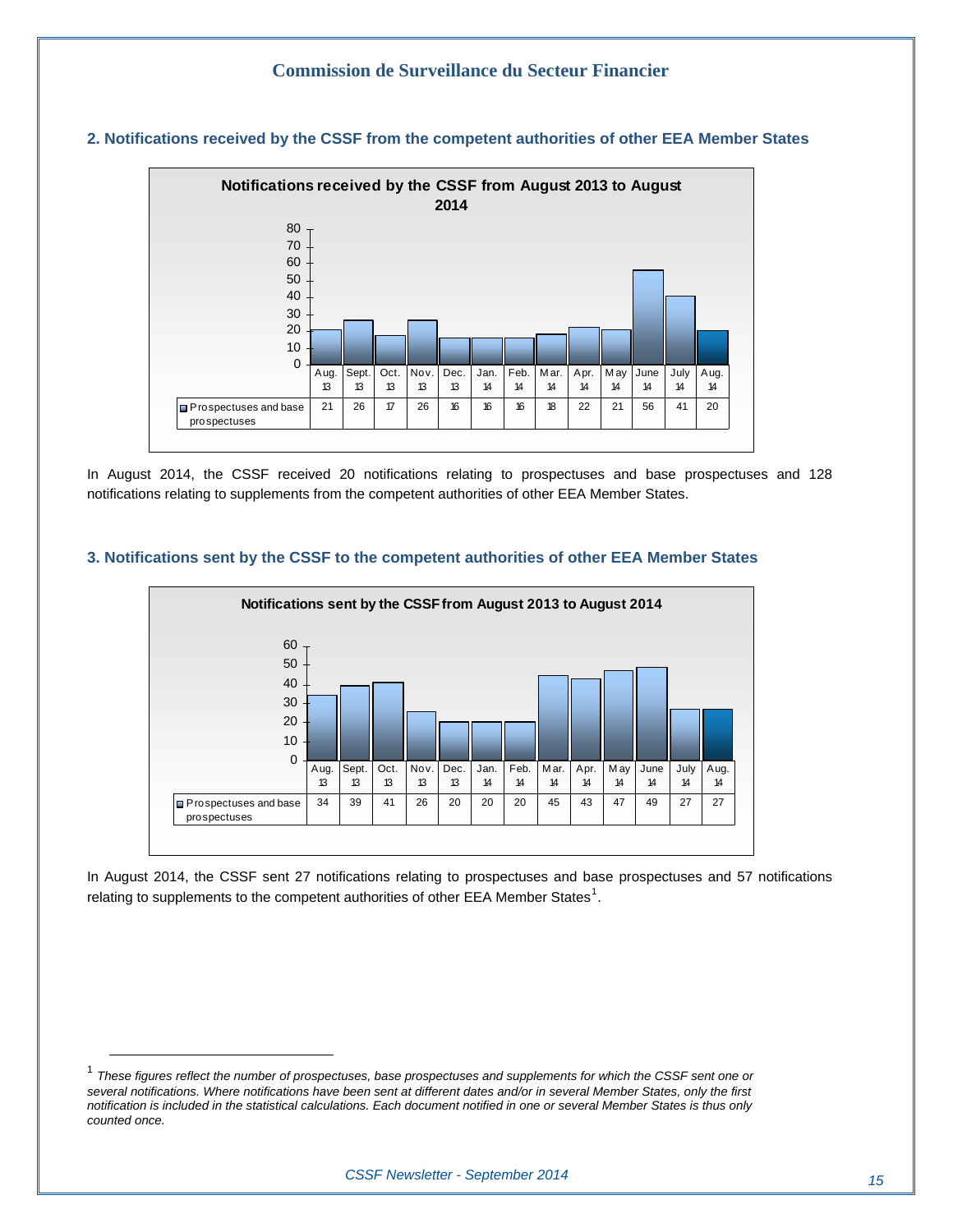## 2. Notifications received by the CSSF from the competent authorities of other EEA Member States

**Notifications received by the CSSF from August 2013 to August 2014**

| | Aug. 13 | Sept. 13 | Oct. 13 | Nov. 13 | Dec. 13 | Jan. 14 | Feb. 14 | Mar. 14 | Apr. 14 | May 14 | June 14 | July 14 | Aug. 14 |
|---|---|---|---|---|---|---|---|---|---|---|---|---|---|
| Prospectuses and base prospectuses | 21 | 26 | 17 | 26 | 16 | 16 | 16 | 18 | 22 | 21 | 56 | 41 | 20 |

In August 2014, the CSSF received 20 notifications relating to prospectuses and base prospectuses and 128 notifications relating to supplements from the competent authorities of other EEA Member States.

## 3. Notifications sent by the CSSF to the competent authorities of other EEA Member States

**Notifications sent by the CSSF from August 2013 to August 2014**

| | Aug. 13 | Sept. 13 | Oct. 13 | Nov. 13 | Dec. 13 | Jan. 14 | Feb. 14 | Mar. 14 | Apr. 14 | May 14 | June 14 | July 14 | Aug. 14 |
|---|---|---|---|---|---|---|---|---|---|---|---|---|---|
| Prospectuses and base prospectuses | 34 | 39 | 41 | 26 | 20 | 20 | 20 | 45 | 43 | 47 | 49 | 27 | 27 |

In August 2014, the CSSF sent 27 notifications relating to prospectuses and base prospectuses and 57 notifications relating to supplements to the competent authorities of other EEA Member States[1].

[1] *These figures reflect the number of prospectuses, base prospectuses and supplements for which the CSSF sent one or several notifications. Where notifications have been sent at different dates and/or in several Member States, only the first notification is included in the statistical calculations. Each document notified in one or several Member States is thus only counted once.*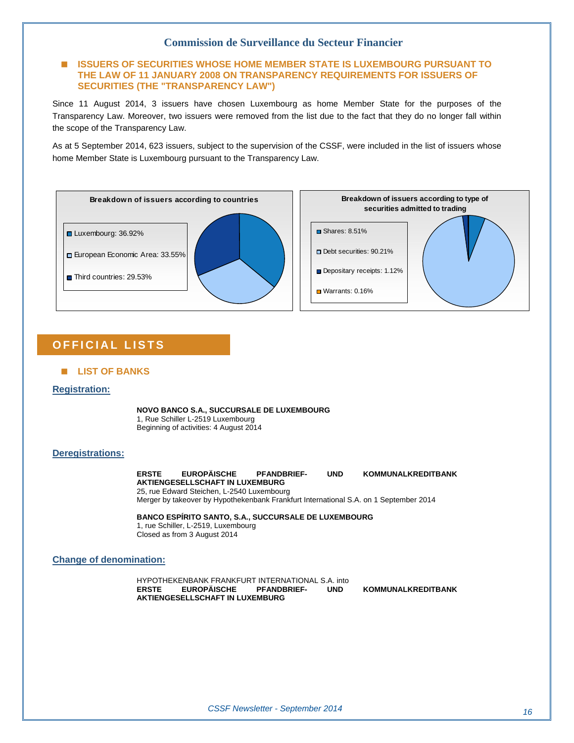## ISSUERS OF SECURITIES WHOSE HOME MEMBER STATE IS LUXEMBOURG PURSUANT TO THE LAW OF 11 JANUARY 2008 ON TRANSPARENCY REQUIREMENTS FOR ISSUERS OF SECURITIES (THE "TRANSPARENCY LAW")

Since 11 August 2014, 3 issuers have chosen Luxembourg as home Member State for the purposes of the Transparency Law. Moreover, two issuers were removed from the list due to the fact that they do no longer fall within the scope of the Transparency Law.

As at 5 September 2014, 623 issuers, subject to the supervision of the CSSF, were included in the list of issuers whose home Member State is Luxembourg pursuant to the Transparency Law.

**Breakdown of issuers according to countries**

- Luxembourg: 36.92%
- European Economic Area: 33.55%
- Third countries: 29.53%

**Breakdown of issuers according to type of securities admitted to trading**

- Shares: 8.51%
- Debt securities: 90.21%
- Depositary receipts: 1.12%
- Warrants: 0.16%

# OFFICIAL LISTS

## LIST OF BANKS

### Registration:

**NOVO BANCO S.A., SUCCURSALE DE LUXEMBOURG**
1, Rue Schiller L-2519 Luxembourg
Beginning of activities: 4 August 2014

### Deregistrations:

**ERSTE EUROPÄISCHE PFANDBRIEF- UND KOMMUNALKREDITBANK AKTIENGESELLSCHAFT IN LUXEMBURG**
25, rue Edward Steichen, L-2540 Luxembourg
Merger by takeover by Hypothekenbank Frankfurt International S.A. on 1 September 2014

**BANCO ESPÍRITO SANTO, S.A., SUCCURSALE DE LUXEMBOURG**
1, rue Schiller, L-2519, Luxembourg
Closed as from 3 August 2014

### Change of denomination:

HYPOTHEKENBANK FRANKFURT INTERNATIONAL S.A. into
**ERSTE EUROPÄISCHE PFANDBRIEF- UND KOMMUNALKREDITBANK AKTIENGESELLSCHAFT IN LUXEMBURG**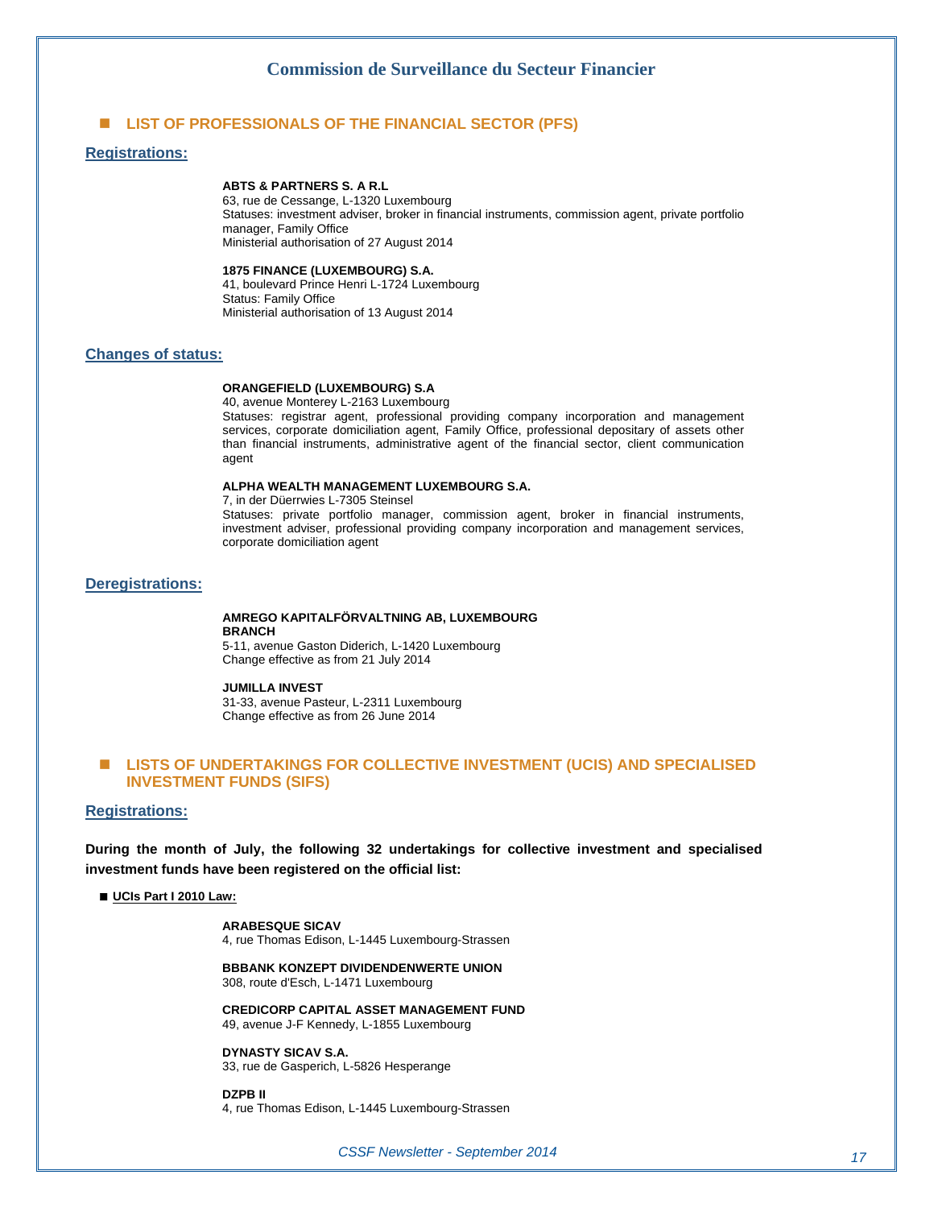## LIST OF PROFESSIONALS OF THE FINANCIAL SECTOR (PFS)

### Registrations:

**ABTS & PARTNERS S. A R.L**
63, rue de Cessange, L-1320 Luxembourg
Statuses: investment adviser, broker in financial instruments, commission agent, private portfolio manager, Family Office
Ministerial authorisation of 27 August 2014

**1875 FINANCE (LUXEMBOURG) S.A.**
41, boulevard Prince Henri L-1724 Luxembourg
Status: Family Office
Ministerial authorisation of 13 August 2014

### Changes of status:

**ORANGEFIELD (LUXEMBOURG) S.A**
40, avenue Monterey L-2163 Luxembourg
Statuses: registrar agent, professional providing company incorporation and management services, corporate domiciliation agent, Family Office, professional depositary of assets other than financial instruments, administrative agent of the financial sector, client communication agent

**ALPHA WEALTH MANAGEMENT LUXEMBOURG S.A.**
7, in der Düerrwies L-7305 Steinsel
Statuses: private portfolio manager, commission agent, broker in financial instruments, investment adviser, professional providing company incorporation and management services, corporate domiciliation agent

### Deregistrations:

**AMREGO KAPITALFÖRVALTNING AB, LUXEMBOURG BRANCH**
5-11, avenue Gaston Diderich, L-1420 Luxembourg
Change effective as from 21 July 2014

**JUMILLA INVEST**
31-33, avenue Pasteur, L-2311 Luxembourg
Change effective as from 26 June 2014

## LISTS OF UNDERTAKINGS FOR COLLECTIVE INVESTMENT (UCIS) AND SPECIALISED INVESTMENT FUNDS (SIFS)

### Registrations:

**During the month of July, the following 32 undertakings for collective investment and specialised investment funds have been registered on the official list:**

#### UCIs Part I 2010 Law:

**ARABESQUE SICAV**
4, rue Thomas Edison, L-1445 Luxembourg-Strassen

**BBBANK KONZEPT DIVIDENDENWERTE UNION**
308, route d'Esch, L-1471 Luxembourg

**CREDICORP CAPITAL ASSET MANAGEMENT FUND**
49, avenue J-F Kennedy, L-1855 Luxembourg

**DYNASTY SICAV S.A.**
33, rue de Gasperich, L-5826 Hesperange

**DZPB II**
4, rue Thomas Edison, L-1445 Luxembourg-Strassen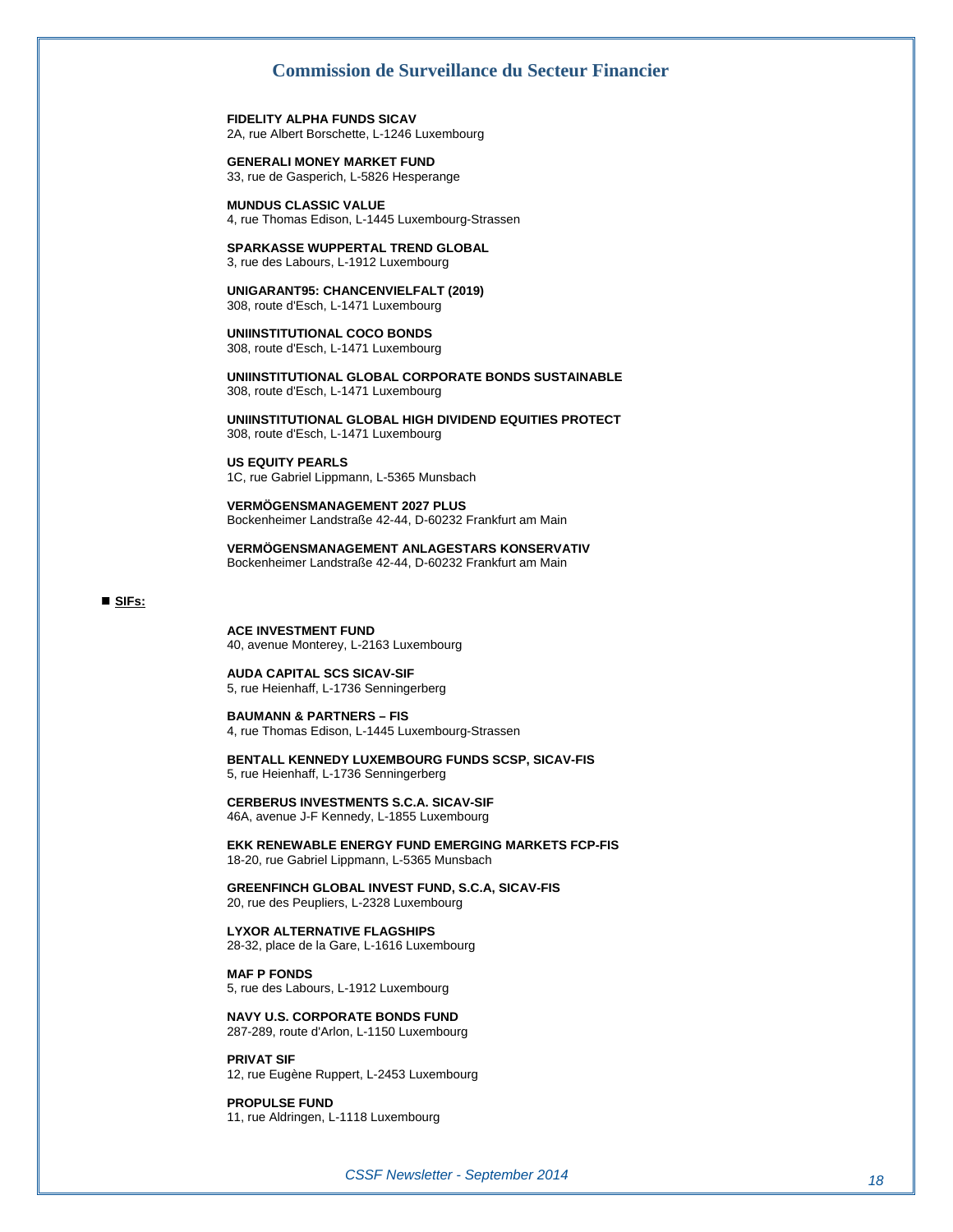**FIDELITY ALPHA FUNDS SICAV**
2A, rue Albert Borschette, L-1246 Luxembourg

**GENERALI MONEY MARKET FUND**
33, rue de Gasperich, L-5826 Hesperange

**MUNDUS CLASSIC VALUE**
4, rue Thomas Edison, L-1445 Luxembourg-Strassen

**SPARKASSE WUPPERTAL TREND GLOBAL**
3, rue des Labours, L-1912 Luxembourg

**UNIGARANT95: CHANCENVIELFALT (2019)**
308, route d'Esch, L-1471 Luxembourg

**UNIINSTITUTIONAL COCO BONDS**
308, route d'Esch, L-1471 Luxembourg

**UNIINSTITUTIONAL GLOBAL CORPORATE BONDS SUSTAINABLE**
308, route d'Esch, L-1471 Luxembourg

**UNIINSTITUTIONAL GLOBAL HIGH DIVIDEND EQUITIES PROTECT**
308, route d'Esch, L-1471 Luxembourg

**US EQUITY PEARLS**
1C, rue Gabriel Lippmann, L-5365 Munsbach

**VERMÖGENSMANAGEMENT 2027 PLUS**
Bockenheimer Landstraße 42-44, D-60232 Frankfurt am Main

**VERMÖGENSMANAGEMENT ANLAGESTARS KONSERVATIV**
Bockenheimer Landstraße 42-44, D-60232 Frankfurt am Main

- **SIFs:**

**ACE INVESTMENT FUND**
40, avenue Monterey, L-2163 Luxembourg

**AUDA CAPITAL SCS SICAV-SIF**
5, rue Heienhaff, L-1736 Senningerberg

**BAUMANN & PARTNERS – FIS**
4, rue Thomas Edison, L-1445 Luxembourg-Strassen

**BENTALL KENNEDY LUXEMBOURG FUNDS SCSP, SICAV-FIS**
5, rue Heienhaff, L-1736 Senningerberg

**CERBERUS INVESTMENTS S.C.A. SICAV-SIF**
46A, avenue J-F Kennedy, L-1855 Luxembourg

**EKK RENEWABLE ENERGY FUND EMERGING MARKETS FCP-FIS**
18-20, rue Gabriel Lippmann, L-5365 Munsbach

**GREENFINCH GLOBAL INVEST FUND, S.C.A, SICAV-FIS**
20, rue des Peupliers, L-2328 Luxembourg

**LYXOR ALTERNATIVE FLAGSHIPS**
28-32, place de la Gare, L-1616 Luxembourg

**MAF P FONDS**
5, rue des Labours, L-1912 Luxembourg

**NAVY U.S. CORPORATE BONDS FUND**
287-289, route d'Arlon, L-1150 Luxembourg

**PRIVAT SIF**
12, rue Eugène Ruppert, L-2453 Luxembourg

**PROPULSE FUND**
11, rue Aldringen, L-1118 Luxembourg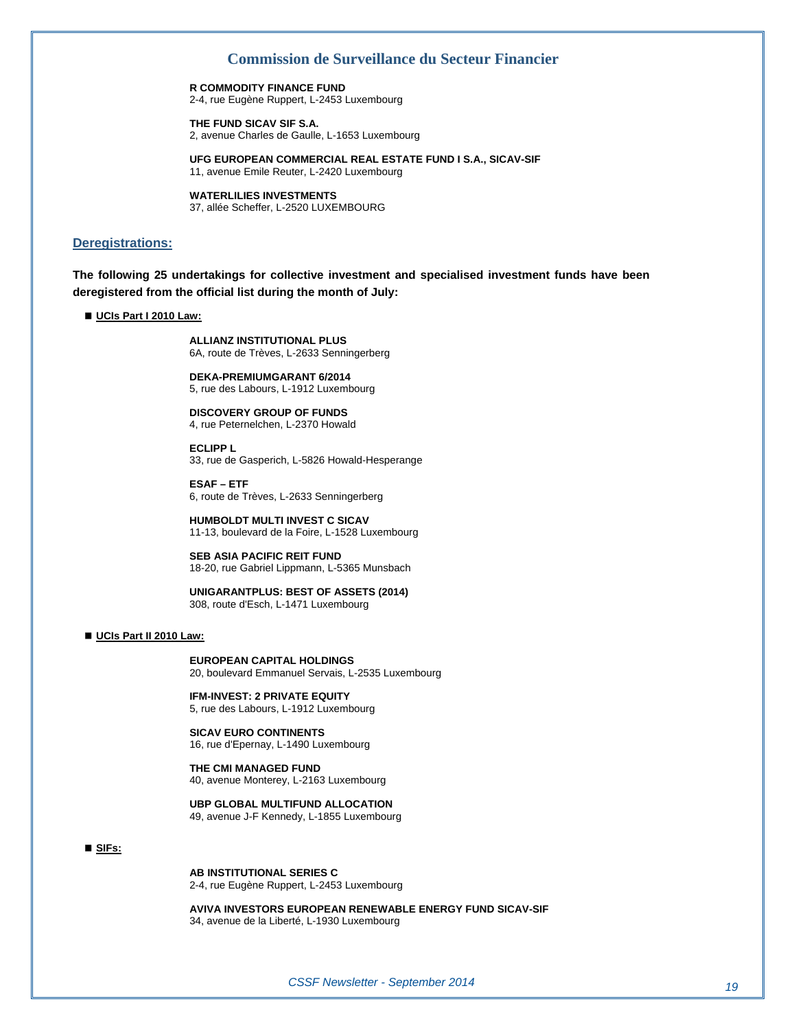**R COMMODITY FINANCE FUND**
2-4, rue Eugène Ruppert, L-2453 Luxembourg

**THE FUND SICAV SIF S.A.**
2, avenue Charles de Gaulle, L-1653 Luxembourg

**UFG EUROPEAN COMMERCIAL REAL ESTATE FUND I S.A., SICAV-SIF**
11, avenue Emile Reuter, L-2420 Luxembourg

**WATERLILIES INVESTMENTS**
37, allée Scheffer, L-2520 LUXEMBOURG

## Deregistrations:

**The following 25 undertakings for collective investment and specialised investment funds have been deregistered from the official list during the month of July:**

### ■ UCIs Part I 2010 Law:

**ALLIANZ INSTITUTIONAL PLUS**
6A, route de Trèves, L-2633 Senningerberg

**DEKA-PREMIUMGARANT 6/2014**
5, rue des Labours, L-1912 Luxembourg

**DISCOVERY GROUP OF FUNDS**
4, rue Peternelchen, L-2370 Howald

**ECLIPP L**
33, rue de Gasperich, L-5826 Howald-Hesperange

**ESAF – ETF**
6, route de Trèves, L-2633 Senningerberg

**HUMBOLDT MULTI INVEST C SICAV**
11-13, boulevard de la Foire, L-1528 Luxembourg

**SEB ASIA PACIFIC REIT FUND**
18-20, rue Gabriel Lippmann, L-5365 Munsbach

**UNIGARANTPLUS: BEST OF ASSETS (2014)**
308, route d'Esch, L-1471 Luxembourg

### ■ UCIs Part II 2010 Law:

**EUROPEAN CAPITAL HOLDINGS**
20, boulevard Emmanuel Servais, L-2535 Luxembourg

**IFM-INVEST: 2 PRIVATE EQUITY**
5, rue des Labours, L-1912 Luxembourg

**SICAV EURO CONTINENTS**
16, rue d'Epernay, L-1490 Luxembourg

**THE CMI MANAGED FUND**
40, avenue Monterey, L-2163 Luxembourg

**UBP GLOBAL MULTIFUND ALLOCATION**
49, avenue J-F Kennedy, L-1855 Luxembourg

### ■ SIFs:

**AB INSTITUTIONAL SERIES C**
2-4, rue Eugène Ruppert, L-2453 Luxembourg

**AVIVA INVESTORS EUROPEAN RENEWABLE ENERGY FUND SICAV-SIF**
34, avenue de la Liberté, L-1930 Luxembourg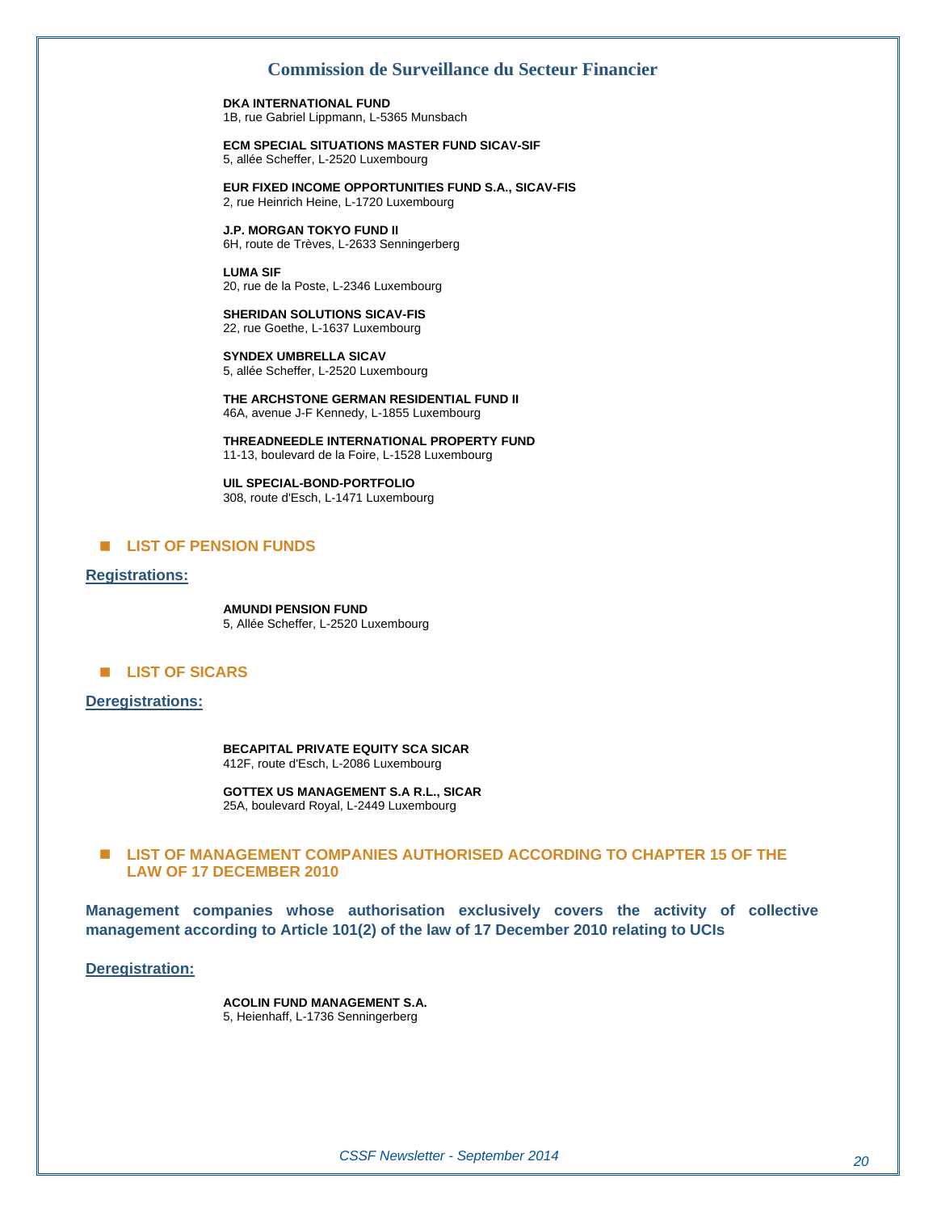**DKA INTERNATIONAL FUND**
1B, rue Gabriel Lippmann, L-5365 Munsbach

**ECM SPECIAL SITUATIONS MASTER FUND SICAV-SIF**
5, allée Scheffer, L-2520 Luxembourg

**EUR FIXED INCOME OPPORTUNITIES FUND S.A., SICAV-FIS**
2, rue Heinrich Heine, L-1720 Luxembourg

**J.P. MORGAN TOKYO FUND II**
6H, route de Trèves, L-2633 Senningerberg

**LUMA SIF**
20, rue de la Poste, L-2346 Luxembourg

**SHERIDAN SOLUTIONS SICAV-FIS**
22, rue Goethe, L-1637 Luxembourg

**SYNDEX UMBRELLA SICAV**
5, allée Scheffer, L-2520 Luxembourg

**THE ARCHSTONE GERMAN RESIDENTIAL FUND II**
46A, avenue J-F Kennedy, L-1855 Luxembourg

**THREADNEEDLE INTERNATIONAL PROPERTY FUND**
11-13, boulevard de la Foire, L-1528 Luxembourg

**UIL SPECIAL-BOND-PORTFOLIO**
308, route d'Esch, L-1471 Luxembourg

## LIST OF PENSION FUNDS

### Registrations:

**AMUNDI PENSION FUND**
5, Allée Scheffer, L-2520 Luxembourg

## LIST OF SICARS

### Deregistrations:

**BECAPITAL PRIVATE EQUITY SCA SICAR**
412F, route d'Esch, L-2086 Luxembourg

**GOTTEX US MANAGEMENT S.A R.L., SICAR**
25A, boulevard Royal, L-2449 Luxembourg

## LIST OF MANAGEMENT COMPANIES AUTHORISED ACCORDING TO CHAPTER 15 OF THE LAW OF 17 DECEMBER 2010

**Management companies whose authorisation exclusively covers the activity of collective management according to Article 101(2) of the law of 17 December 2010 relating to UCIs**

### Deregistration:

**ACOLIN FUND MANAGEMENT S.A.**
5, Heienhaff, L-1736 Senningerberg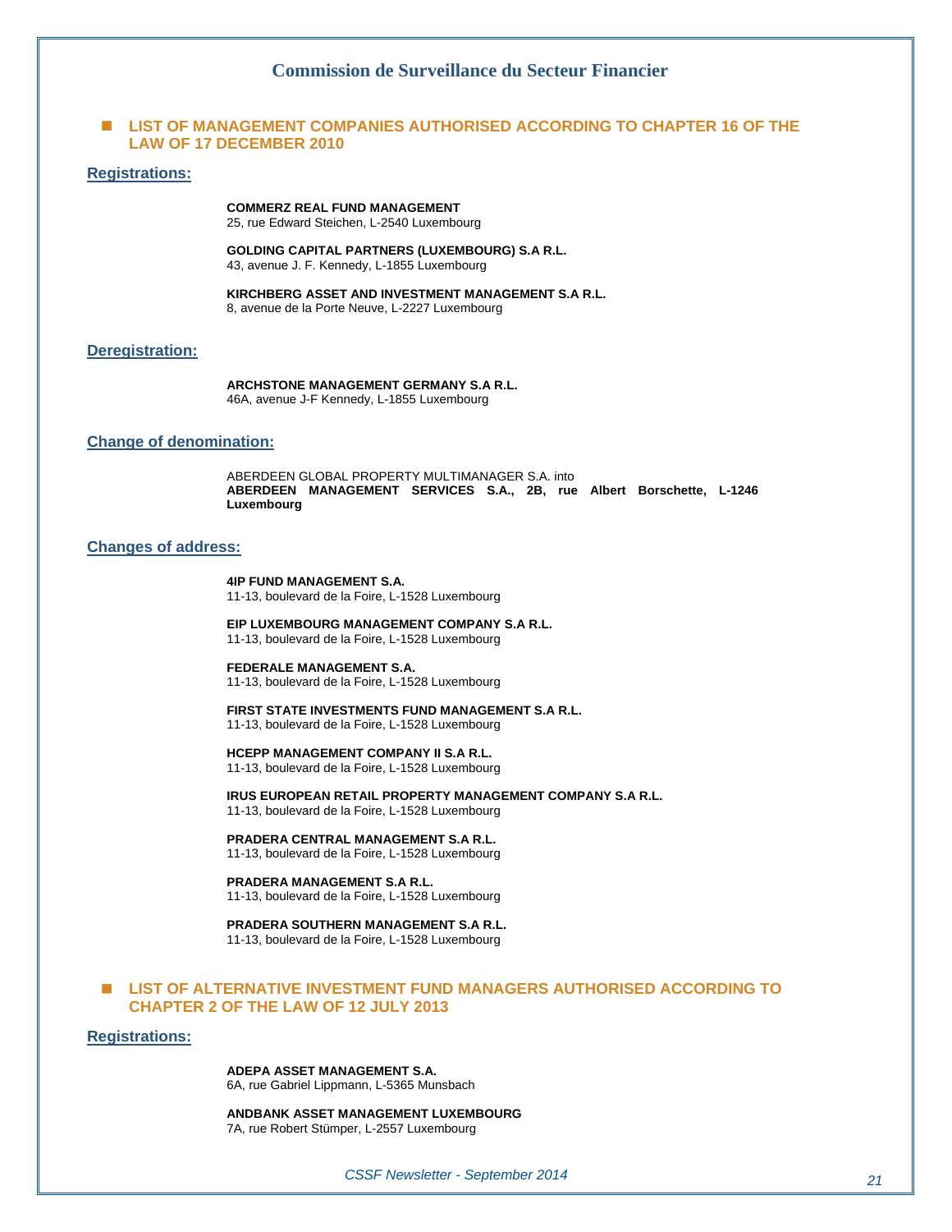## Commission de Surveillance du Secteur Financier

### LIST OF MANAGEMENT COMPANIES AUTHORISED ACCORDING TO CHAPTER 16 OF THE LAW OF 17 DECEMBER 2010

#### Registrations:

**COMMERZ REAL FUND MANAGEMENT**
25, rue Edward Steichen, L-2540 Luxembourg

**GOLDING CAPITAL PARTNERS (LUXEMBOURG) S.A R.L.**
43, avenue J. F. Kennedy, L-1855 Luxembourg

**KIRCHBERG ASSET AND INVESTMENT MANAGEMENT S.A R.L.**
8, avenue de la Porte Neuve, L-2227 Luxembourg

#### Deregistration:

**ARCHSTONE MANAGEMENT GERMANY S.A R.L.**
46A, avenue J-F Kennedy, L-1855 Luxembourg

#### Change of denomination:

ABERDEEN GLOBAL PROPERTY MULTIMANAGER S.A. into
**ABERDEEN MANAGEMENT SERVICES S.A., 2B, rue Albert Borschette, L-1246 Luxembourg**

#### Changes of address:

**4IP FUND MANAGEMENT S.A.**
11-13, boulevard de la Foire, L-1528 Luxembourg

**EIP LUXEMBOURG MANAGEMENT COMPANY S.A R.L.**
11-13, boulevard de la Foire, L-1528 Luxembourg

**FEDERALE MANAGEMENT S.A.**
11-13, boulevard de la Foire, L-1528 Luxembourg

**FIRST STATE INVESTMENTS FUND MANAGEMENT S.A R.L.**
11-13, boulevard de la Foire, L-1528 Luxembourg

**HCEPP MANAGEMENT COMPANY II S.A R.L.**
11-13, boulevard de la Foire, L-1528 Luxembourg

**IRUS EUROPEAN RETAIL PROPERTY MANAGEMENT COMPANY S.A R.L.**
11-13, boulevard de la Foire, L-1528 Luxembourg

**PRADERA CENTRAL MANAGEMENT S.A R.L.**
11-13, boulevard de la Foire, L-1528 Luxembourg

**PRADERA MANAGEMENT S.A R.L.**
11-13, boulevard de la Foire, L-1528 Luxembourg

**PRADERA SOUTHERN MANAGEMENT S.A R.L.**
11-13, boulevard de la Foire, L-1528 Luxembourg

### LIST OF ALTERNATIVE INVESTMENT FUND MANAGERS AUTHORISED ACCORDING TO CHAPTER 2 OF THE LAW OF 12 JULY 2013

#### Registrations:

**ADEPA ASSET MANAGEMENT S.A.**
6A, rue Gabriel Lippmann, L-5365 Munsbach

**ANDBANK ASSET MANAGEMENT LUXEMBOURG**
7A, rue Robert Stümper, L-2557 Luxembourg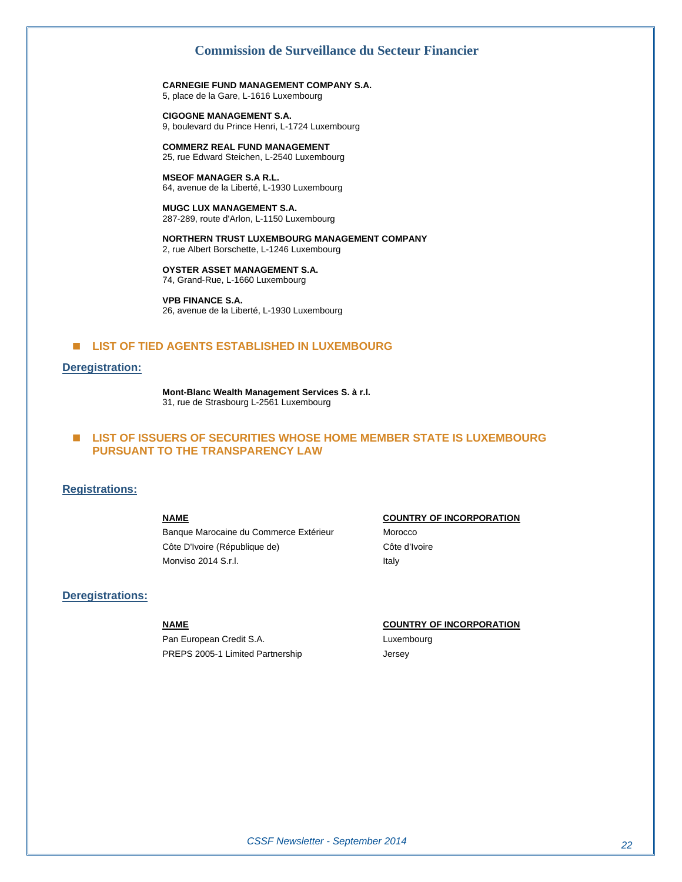**CARNEGIE FUND MANAGEMENT COMPANY S.A.**
5, place de la Gare, L-1616 Luxembourg

**CIGOGNE MANAGEMENT S.A.**
9, boulevard du Prince Henri, L-1724 Luxembourg

**COMMERZ REAL FUND MANAGEMENT**
25, rue Edward Steichen, L-2540 Luxembourg

**MSEOF MANAGER S.A R.L.**
64, avenue de la Liberté, L-1930 Luxembourg

**MUGC LUX MANAGEMENT S.A.**
287-289, route d'Arlon, L-1150 Luxembourg

**NORTHERN TRUST LUXEMBOURG MANAGEMENT COMPANY**
2, rue Albert Borschette, L-1246 Luxembourg

**OYSTER ASSET MANAGEMENT S.A.**
74, Grand-Rue, L-1660 Luxembourg

**VPB FINANCE S.A.**
26, avenue de la Liberté, L-1930 Luxembourg

## LIST OF TIED AGENTS ESTABLISHED IN LUXEMBOURG

### Deregistration:

**Mont-Blanc Wealth Management Services S. à r.l.**
31, rue de Strasbourg L-2561 Luxembourg

## LIST OF ISSUERS OF SECURITIES WHOSE HOME MEMBER STATE IS LUXEMBOURG PURSUANT TO THE TRANSPARENCY LAW

### Registrations:

| NAME | COUNTRY OF INCORPORATION |
|---|---|
| Banque Marocaine du Commerce Extérieur | Morocco |
| Côte D'Ivoire (République de) | Côte d'Ivoire |
| Monviso 2014 S.r.l. | Italy |

### Deregistrations:

| NAME | COUNTRY OF INCORPORATION |
|---|---|
| Pan European Credit S.A. | Luxembourg |
| PREPS 2005-1 Limited Partnership | Jersey |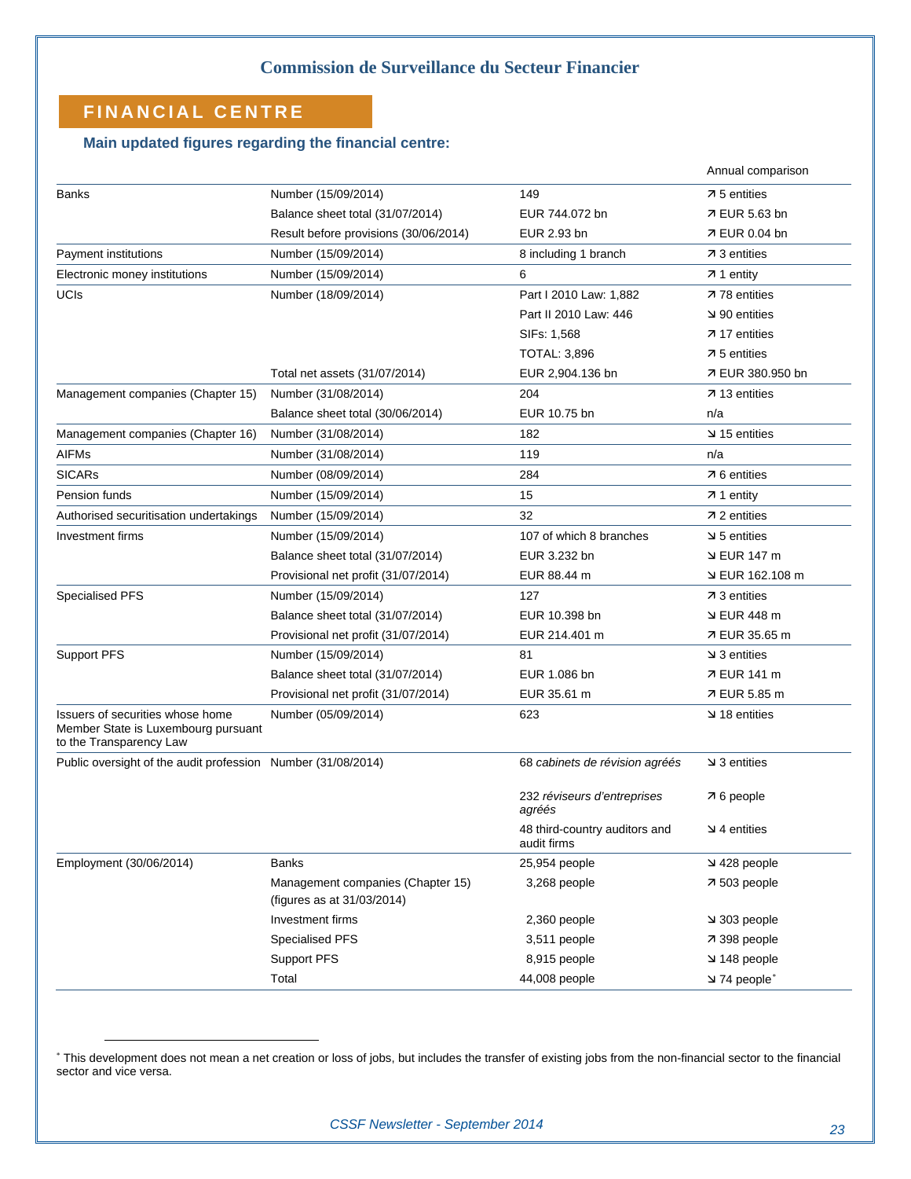# Commission de Surveillance du Secteur Financier

## FINANCIAL CENTRE

### Main updated figures regarding the financial centre:

| | | | Annual comparison |
|---|---|---|---|
| Banks | Number (15/09/2014) | 149 | ↗ 5 entities |
| | Balance sheet total (31/07/2014) | EUR 744.072 bn | ↗ EUR 5.63 bn |
| | Result before provisions (30/06/2014) | EUR 2.93 bn | ↗ EUR 0.04 bn |
| Payment institutions | Number (15/09/2014) | 8 including 1 branch | ↗ 3 entities |
| Electronic money institutions | Number (15/09/2014) | 6 | ↗ 1 entity |
| UCIs | Number (18/09/2014) | Part I 2010 Law: 1,882 | ↗ 78 entities |
| | | Part II 2010 Law: 446 | ↘ 90 entities |
| | | SIFs: 1,568 | ↗ 17 entities |
| | | TOTAL: 3,896 | ↗ 5 entities |
| | Total net assets (31/07/2014) | EUR 2,904.136 bn | ↗ EUR 380.950 bn |
| Management companies (Chapter 15) | Number (31/08/2014) | 204 | ↗ 13 entities |
| | Balance sheet total (30/06/2014) | EUR 10.75 bn | n/a |
| Management companies (Chapter 16) | Number (31/08/2014) | 182 | ↘ 15 entities |
| AIFMs | Number (31/08/2014) | 119 | n/a |
| SICARs | Number (08/09/2014) | 284 | ↗ 6 entities |
| Pension funds | Number (15/09/2014) | 15 | ↗ 1 entity |
| Authorised securitisation undertakings | Number (15/09/2014) | 32 | ↗ 2 entities |
| Investment firms | Number (15/09/2014) | 107 of which 8 branches | ↘ 5 entities |
| | Balance sheet total (31/07/2014) | EUR 3.232 bn | ↘ EUR 147 m |
| | Provisional net profit (31/07/2014) | EUR 88.44 m | ↘ EUR 162.108 m |
| Specialised PFS | Number (15/09/2014) | 127 | ↗ 3 entities |
| | Balance sheet total (31/07/2014) | EUR 10.398 bn | ↘ EUR 448 m |
| | Provisional net profit (31/07/2014) | EUR 214.401 m | ↗ EUR 35.65 m |
| Support PFS | Number (15/09/2014) | 81 | ↘ 3 entities |
| | Balance sheet total (31/07/2014) | EUR 1.086 bn | ↗ EUR 141 m |
| | Provisional net profit (31/07/2014) | EUR 35.61 m | ↗ EUR 5.85 m |
| Issuers of securities whose home Member State is Luxembourg pursuant to the Transparency Law | Number (05/09/2014) | 623 | ↘ 18 entities |
| Public oversight of the audit profession | Number (31/08/2014) | 68 *cabinets de révision agréés* | ↘ 3 entities |
| | | 232 *réviseurs d'entreprises agréés* | ↗ 6 people |
| | | 48 third-country auditors and audit firms | ↘ 4 entities |
| Employment (30/06/2014) | Banks | 25,954 people | ↘ 428 people |
| | Management companies (Chapter 15) (figures as at 31/03/2014) | 3,268 people | ↗ 503 people |
| | Investment firms | 2,360 people | ↘ 303 people |
| | Specialised PFS | 3,511 people | ↗ 398 people |
| | Support PFS | 8,915 people | ↘ 148 people |
| | Total | 44,008 people | ↘ 74 people* |

* This development does not mean a net creation or loss of jobs, but includes the transfer of existing jobs from the non-financial sector to the financial sector and vice versa.